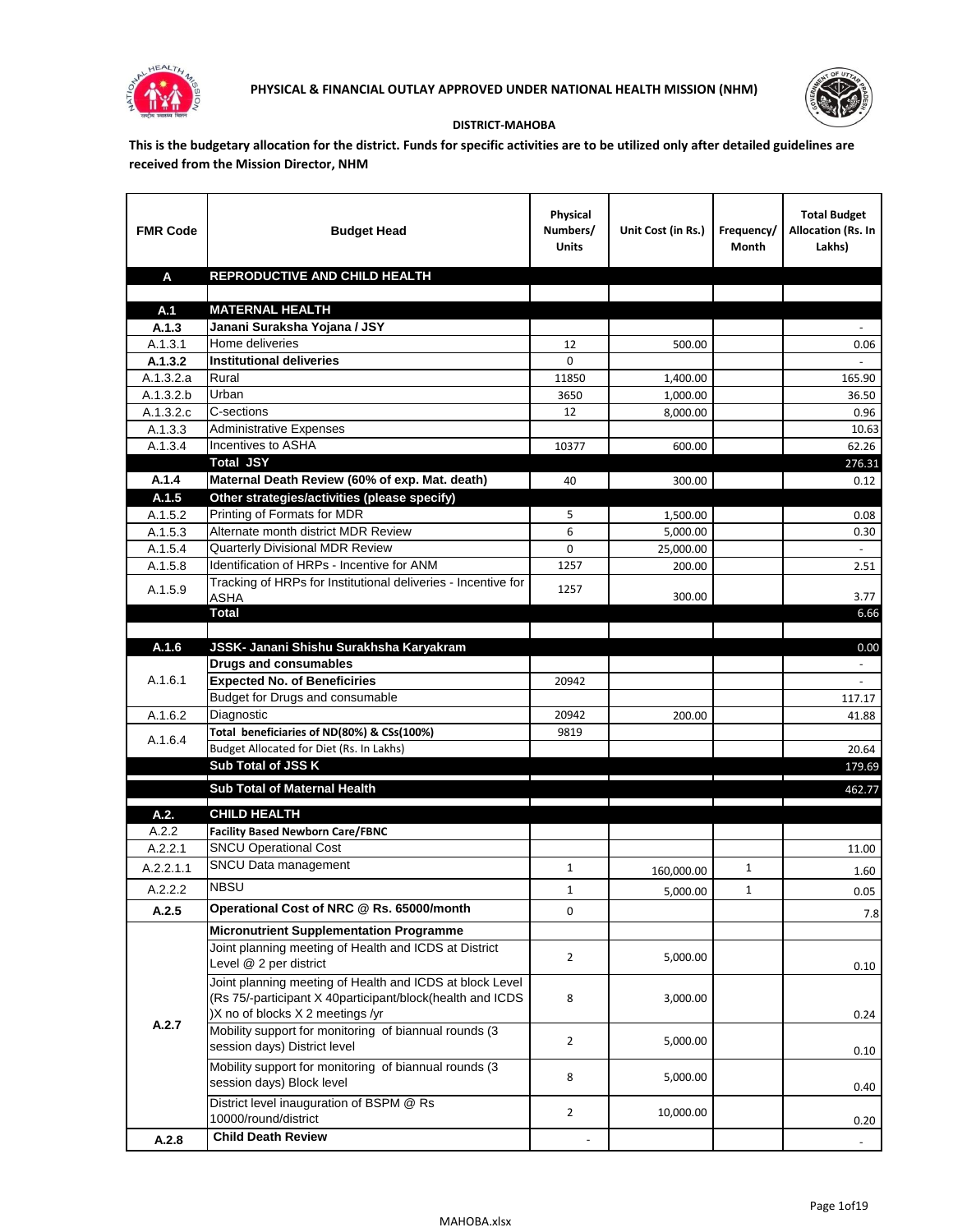# PHYSICAL & FINANCIAL OUTLAY APPROVED UNDER NATIONAL HEALTH MISSION (NHM)

**DISTRICT-MAHOBA**

**This is the budgetary allocation for the district. Funds for specific activities are to be utilized only after detailed guidelines are received from the Mission Director, NHM**

| FMR Code | Budget Head | Physical Numbers/ Units | Unit Cost (in Rs.) | Frequency/ Month | Total Budget Allocation (Rs. In Lakhs) |
|---|---|---|---|---|---|
| **A** | **REPRODUCTIVE AND CHILD HEALTH** | | | | |
| | | | | | |
| **A.1** | **MATERNAL HEALTH** | | | | |
| **A.1.3** | **Janani Suraksha Yojana / JSY** | | | | - |
| A.1.3.1 | Home deliveries | 12 | 500.00 | | 0.06 |
| **A.1.3.2** | **Institutional deliveries** | 0 | | | - |
| A.1.3.2.a | Rural | 11850 | 1,400.00 | | 165.90 |
| A.1.3.2.b | Urban | 3650 | 1,000.00 | | 36.50 |
| A.1.3.2.c | C-sections | 12 | 8,000.00 | | 0.96 |
| A.1.3.3 | Administrative Expenses | | | | 10.63 |
| A.1.3.4 | Incentives to ASHA | 10377 | 600.00 | | 62.26 |
| | **Total JSY** | | | | 276.31 |
| **A.1.4** | **Maternal Death Review (60% of exp. Mat. death)** | 40 | 300.00 | | 0.12 |
| **A.1.5** | **Other strategies/activities (please specify)** | | | | |
| A.1.5.2 | Printing of Formats for MDR | 5 | 1,500.00 | | 0.08 |
| A.1.5.3 | Alternate month district MDR Review | 6 | 5,000.00 | | 0.30 |
| A.1.5.4 | Quarterly Divisional MDR Review | 0 | 25,000.00 | | - |
| A.1.5.8 | Identification of HRPs - Incentive for ANM | 1257 | 200.00 | | 2.51 |
| A.1.5.9 | Tracking of HRPs for Institutional deliveries - Incentive for ASHA | 1257 | 300.00 | | 3.77 |
| | **Total** | | | | 6.66 |
| | | | | | |
| **A.1.6** | **JSSK- Janani Shishu Surakhsha Karyakram** | | | | 0.00 |
| A.1.6.1 | **Drugs and consumables** | | | | - |
| | **Expected No. of Beneficiries** | 20942 | | | - |
| | Budget for Drugs and consumable | | | | 117.17 |
| A.1.6.2 | Diagnostic | 20942 | 200.00 | | 41.88 |
| A.1.6.4 | **Total beneficiaries of ND(80%) & CSs(100%)** | 9819 | | | |
| | Budget Allocated for Diet (Rs. In Lakhs) | | | | 20.64 |
| | **Sub Total of JSS K** | | | | 179.69 |
| | **Sub Total of Maternal Health** | | | | 462.77 |
| **A.2.** | **CHILD HEALTH** | | | | |
| A.2.2 | **Facility Based Newborn Care/FBNC** | | | | |
| A.2.2.1 | SNCU Operational Cost | | | | 11.00 |
| A.2.2.1.1 | SNCU Data management | 1 | 160,000.00 | 1 | 1.60 |
| A.2.2.2 | NBSU | 1 | 5,000.00 | 1 | 0.05 |
| **A.2.5** | **Operational Cost of NRC @ Rs. 65000/month** | 0 | | | 7.8 |
| A.2.7 | **Micronutrient Supplementation Programme** | | | | |
| | Joint planning meeting of Health and ICDS at District Level @ 2 per district | 2 | 5,000.00 | | 0.10 |
| | Joint planning meeting of Health and ICDS at block Level (Rs 75/-participant X 40participant/block(health and ICDS )X no of blocks X 2 meetings /yr | 8 | 3,000.00 | | 0.24 |
| | Mobility support for monitoring of biannual rounds (3 session days) District level | 2 | 5,000.00 | | 0.10 |
| | Mobility support for monitoring of biannual rounds (3 session days) Block level | 8 | 5,000.00 | | 0.40 |
| | District level inauguration of BSPM @ Rs 10000/round/district | 2 | 10,000.00 | | 0.20 |
| **A.2.8** | **Child Death Review** | - | | | - |

MAHOBA.xlsx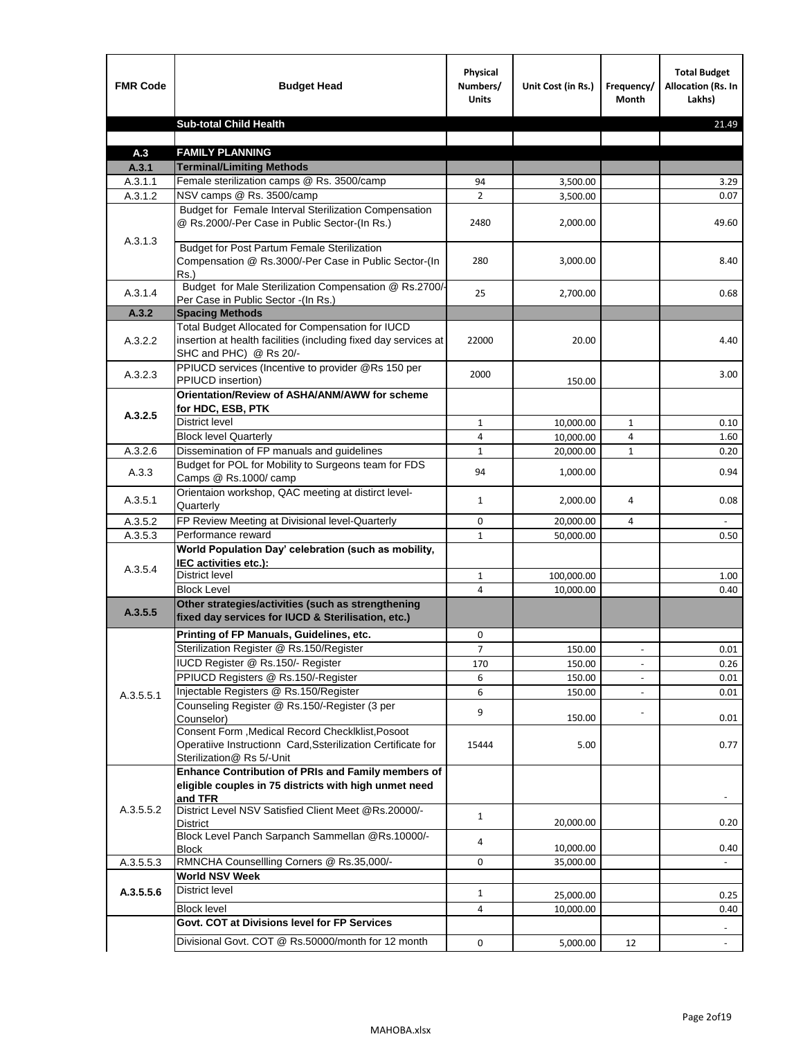| FMR Code | Budget Head | Physical Numbers/ Units | Unit Cost (in Rs.) | Frequency/ Month | Total Budget Allocation (Rs. In Lakhs) |
|---|---|---|---|---|---|
| | **Sub-total Child Health** | | | | 21.49 |
| | | | | | |
| **A.3** | **FAMILY PLANNING** | | | | |
| **A.3.1** | **Terminal/Limiting Methods** | | | | |
| A.3.1.1 | Female sterilization camps @ Rs. 3500/camp | 94 | 3,500.00 | | 3.29 |
| A.3.1.2 | NSV camps @ Rs. 3500/camp | 2 | 3,500.00 | | 0.07 |
| A.3.1.3 | Budget for Female Interval Sterilization Compensation @ Rs.2000/-Per Case in Public Sector-(In Rs.) | 2480 | 2,000.00 | | 49.60 |
| | Budget for Post Partum Female Sterilization Compensation @ Rs.3000/-Per Case in Public Sector-(In Rs.) | 280 | 3,000.00 | | 8.40 |
| A.3.1.4 | Budget for Male Sterilization Compensation @ Rs.2700/- Per Case in Public Sector -(In Rs.) | 25 | 2,700.00 | | 0.68 |
| **A.3.2** | **Spacing Methods** | | | | |
| A.3.2.2 | Total Budget Allocated for Compensation for IUCD insertion at health facilities (including fixed day services at SHC and PHC) @ Rs 20/- | 22000 | 20.00 | | 4.40 |
| A.3.2.3 | PPIUCD services (Incentive to provider @Rs 150 per PPIUCD insertion) | 2000 | 150.00 | | 3.00 |
| **A.3.2.5** | **Orientation/Review of ASHA/ANM/AWW for scheme for HDC, ESB, PTK** | | | | |
| | District level | 1 | 10,000.00 | 1 | 0.10 |
| | Block level Quarterly | 4 | 10,000.00 | 4 | 1.60 |
| A.3.2.6 | Dissemination of FP manuals and guidelines | 1 | 20,000.00 | 1 | 0.20 |
| A.3.3 | Budget for POL for Mobility to Surgeons team for FDS Camps @ Rs.1000/ camp | 94 | 1,000.00 | | 0.94 |
| A.3.5.1 | Orientaion workshop, QAC meeting at distirct level-Quarterly | 1 | 2,000.00 | 4 | 0.08 |
| A.3.5.2 | FP Review Meeting at Divisional level-Quarterly | 0 | 20,000.00 | 4 | - |
| A.3.5.3 | Performance reward | 1 | 50,000.00 | | 0.50 |
| A.3.5.4 | **World Population Day' celebration (such as mobility, IEC activities etc.):** | | | | |
| | District level | 1 | 100,000.00 | | 1.00 |
| | Block Level | 4 | 10,000.00 | | 0.40 |
| **A.3.5.5** | **Other strategies/activities (such as strengthening fixed day services for IUCD & Sterilisation, etc.)** | | | | |
| A.3.5.5.1 | **Printing of FP Manuals, Guidelines, etc.** | 0 | | | |
| | Sterilization Register @ Rs.150/Register | 7 | 150.00 | - | 0.01 |
| | IUCD Register @ Rs.150/- Register | 170 | 150.00 | - | 0.26 |
| | PPIUCD Registers @ Rs.150/-Register | 6 | 150.00 | - | 0.01 |
| | Injectable Registers @ Rs.150/Register | 6 | 150.00 | - | 0.01 |
| | Counseling Register @ Rs.150/-Register (3 per Counselor) | 9 | 150.00 | - | 0.01 |
| | Consent Form ,Medical Record Checklklist,Posoot Operatiive Instructionn Card,Ssterilization Certificate for Sterilization@ Rs 5/-Unit | 15444 | 5.00 | | 0.77 |
| A.3.5.5.2 | **Enhance Contribution of PRIs and Family members of eligible couples in 75 districts with high unmet need and TFR** | | | | - |
| | District Level NSV Satisfied Client Meet @Rs.20000/- District | 1 | 20,000.00 | | 0.20 |
| | Block Level Panch Sarpanch Sammellan @Rs.10000/- Block | 4 | 10,000.00 | | 0.40 |
| A.3.5.5.3 | RMNCHA Counsellling Corners @ Rs.35,000/- | 0 | 35,000.00 | | - |
| **A.3.5.5.6** | **World NSV Week** | | | | |
| | District level | 1 | 25,000.00 | | 0.25 |
| | Block level | 4 | 10,000.00 | | 0.40 |
| | **Govt. COT at Divisions level for FP Services** | | | | - |
| | Divisional Govt. COT @ Rs.50000/month for 12 month | 0 | 5,000.00 | 12 | - |

MAHOBA.xlsx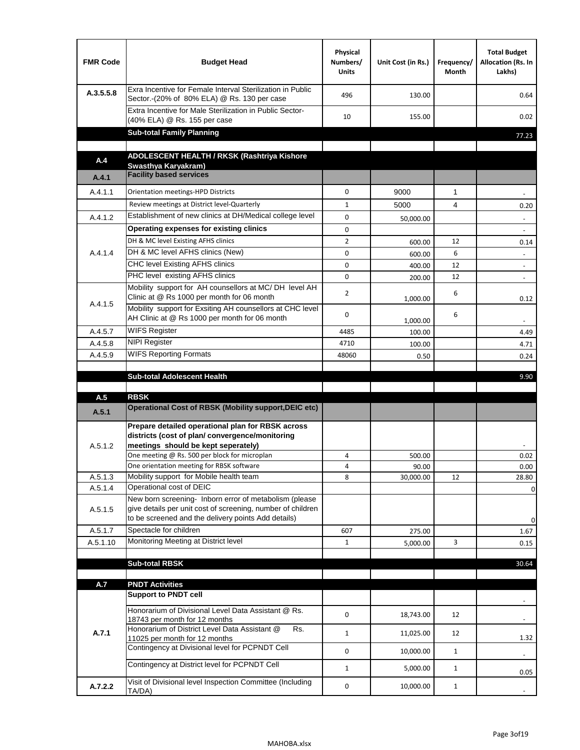| FMR Code | Budget Head | Physical Numbers/ Units | Unit Cost (in Rs.) | Frequency/ Month | Total Budget Allocation (Rs. In Lakhs) |
|---|---|---|---|---|---|
| A.3.5.5.8 | Exra Incentive for Female Interval Sterilization in Public Sector.-(20% of 80% ELA) @ Rs. 130 per case | 496 | 130.00 | | 0.64 |
| | Extra Incentive for Male Sterilization in Public Sector-(40% ELA) @ Rs. 155 per case | 10 | 155.00 | | 0.02 |
| | **Sub-total Family Planning** | | | | 77.23 |
| | | | | | |
| **A.4** | **ADOLESCENT HEALTH / RKSK (Rashtriya Kishore Swasthya Karyakram)** | | | | |
| **A.4.1** | **Facility based services** | | | | |
| A.4.1.1 | Orientation meetings-HPD Districts | 0 | 9000 | 1 | - |
| | Review meetings at District level-Quarterly | 1 | 5000 | 4 | 0.20 |
| A.4.1.2 | Establishment of new clinics at DH/Medical college level | 0 | 50,000.00 | | - |
| A.4.1.4 | **Operating expenses for existing clinics** | 0 | | | - |
| | DH & MC level Existing AFHS clinics | 2 | 600.00 | 12 | 0.14 |
| | DH & MC level AFHS clinics (New) | 0 | 600.00 | 6 | - |
| | CHC level Existing AFHS clinics | 0 | 400.00 | 12 | - |
| | PHC level existing AFHS clinics | 0 | 200.00 | 12 | - |
| A.4.1.5 | Mobility support for AH counsellors at MC/ DH level AH Clinic at @ Rs 1000 per month for 06 month | 2 | 1,000.00 | 6 | 0.12 |
| | Mobility support for Exsiting AH counsellors at CHC level AH Clinic at @ Rs 1000 per month for 06 month | 0 | 1,000.00 | 6 | - |
| A.4.5.7 | WIFS Register | 4485 | 100.00 | | 4.49 |
| A.4.5.8 | NIPI Register | 4710 | 100.00 | | 4.71 |
| A.4.5.9 | WIFS Reporting Formats | 48060 | 0.50 | | 0.24 |
| | | | | | |
| | **Sub-total Adolescent Health** | | | | 9.90 |
| | | | | | |
| **A.5** | **RBSK** | | | | |
| **A.5.1** | **Operational Cost of RBSK (Mobility support,DEIC etc)** | | | | |
| A.5.1.2 | **Prepare detailed operational plan for RBSK across districts (cost of plan/ convergence/monitoring meetings should be kept seperately)** | | | | - |
| | One meeting @ Rs. 500 per block for microplan | 4 | 500.00 | | 0.02 |
| | One orientation meeting for RBSK software | 4 | 90.00 | | 0.00 |
| A.5.1.3 | Mobility support for Mobile health team | 8 | 30,000.00 | 12 | 28.80 |
| A.5.1.4 | Operational cost of DEIC | | | | 0 |
| A.5.1.5 | New born screening- Inborn error of metabolism (please give details per unit cost of screening, number of children to be screened and the delivery points Add details) | | | | 0 |
| A.5.1.7 | Spectacle for children | 607 | 275.00 | | 1.67 |
| A.5.1.10 | Monitoring Meeting at District level | 1 | 5,000.00 | 3 | 0.15 |
| | | | | | |
| | **Sub-total RBSK** | | | | 30.64 |
| | | | | | |
| **A.7** | **PNDT Activities** | | | | |
| **A.7.1** | **Support to PNDT cell** | | | | - |
| | Honorarium of Divisional Level Data Assistant @ Rs. 18743 per month for 12 months | 0 | 18,743.00 | 12 | - |
| | Honorarium of District Level Data Assistant @ Rs. 11025 per month for 12 months | 1 | 11,025.00 | 12 | 1.32 |
| | Contingency at Divisional level for PCPNDT Cell | 0 | 10,000.00 | 1 | - |
| | Contingency at District level for PCPNDT Cell | 1 | 5,000.00 | 1 | 0.05 |
| **A.7.2.2** | Visit of Divisional level Inspection Committee (Including TA/DA) | 0 | 10,000.00 | 1 | - |

MAHOBA.xlsx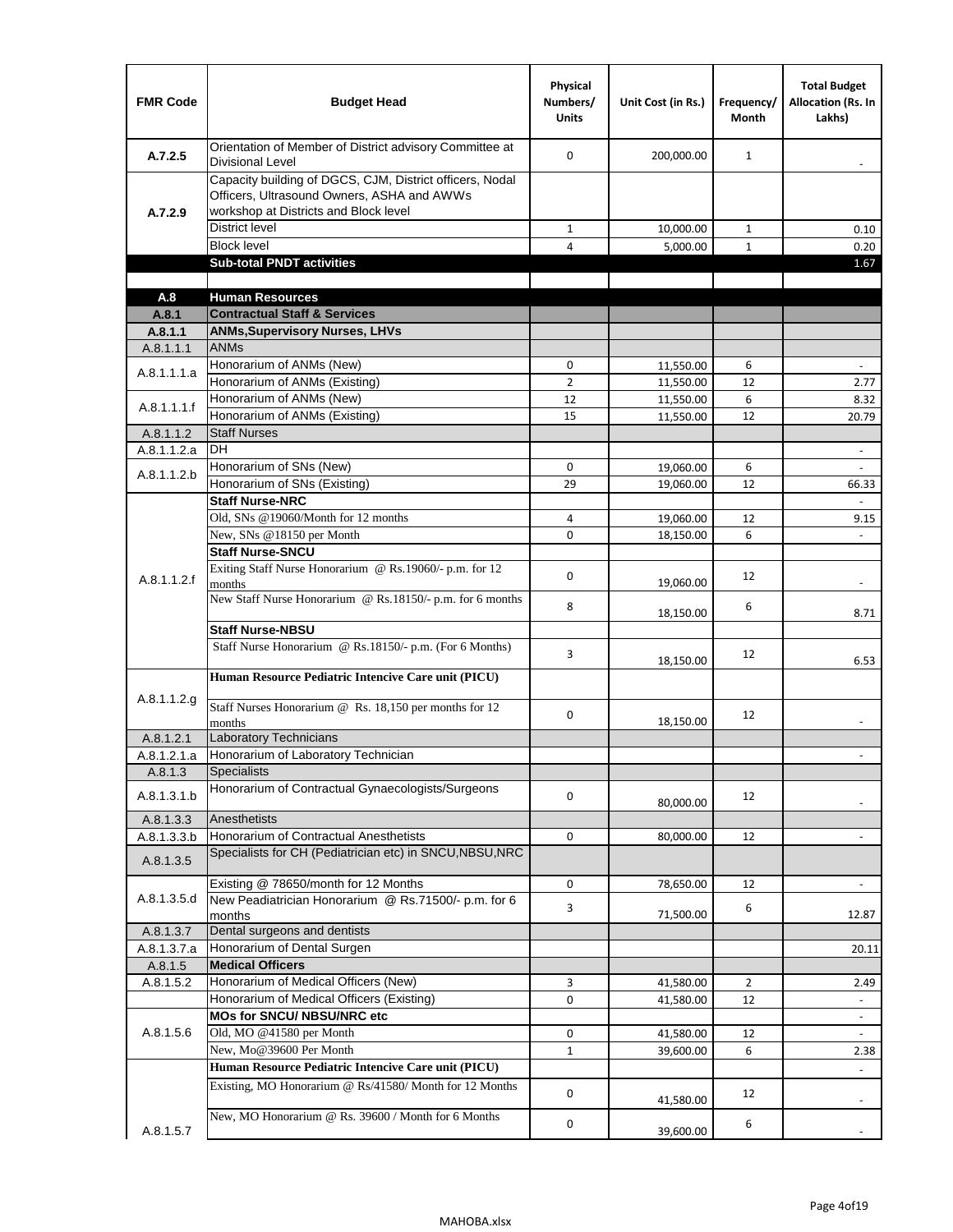| FMR Code | Budget Head | Physical Numbers/ Units | Unit Cost (in Rs.) | Frequency/ Month | Total Budget Allocation (Rs. In Lakhs) |
|---|---|---|---|---|---|
| A.7.2.5 | Orientation of Member of District advisory Committee at Divisional Level | 0 | 200,000.00 | 1 | - |
| A.7.2.9 | Capacity building of DGCS, CJM, District officers, Nodal Officers, Ultrasound Owners, ASHA and AWWs workshop at Districts and Block level | | | | |
| | District level | 1 | 10,000.00 | 1 | 0.10 |
| | Block level | 4 | 5,000.00 | 1 | 0.20 |
| | **Sub-total PNDT activities** | | | | 1.67 |
| | | | | | |
| **A.8** | **Human Resources** | | | | |
| **A.8.1** | **Contractual Staff & Services** | | | | |
| **A.8.1.1** | **ANMs,Supervisory Nurses, LHVs** | | | | |
| A.8.1.1.1 | ANMs | | | | |
| A.8.1.1.1.a | Honorarium of ANMs (New) | 0 | 11,550.00 | 6 | - |
| | Honorarium of ANMs (Existing) | 2 | 11,550.00 | 12 | 2.77 |
| A.8.1.1.1.f | Honorarium of ANMs (New) | 12 | 11,550.00 | 6 | 8.32 |
| | Honorarium of ANMs (Existing) | 15 | 11,550.00 | 12 | 20.79 |
| A.8.1.1.2 | Staff Nurses | | | | |
| A.8.1.1.2.a | DH | | | | - |
| A.8.1.1.2.b | Honorarium of SNs (New) | 0 | 19,060.00 | 6 | - |
| | Honorarium of SNs (Existing) | 29 | 19,060.00 | 12 | 66.33 |
| A.8.1.1.2.f | **Staff Nurse-NRC** | | | | - |
| | Old, SNs @19060/Month for 12 months | 4 | 19,060.00 | 12 | 9.15 |
| | New, SNs @18150 per Month | 0 | 18,150.00 | 6 | - |
| | **Staff Nurse-SNCU** | | | | |
| | Exiting Staff Nurse Honorarium @ Rs.19060/- p.m. for 12 months | 0 | 19,060.00 | 12 | - |
| | New Staff Nurse Honorarium @ Rs.18150/- p.m. for 6 months | 8 | 18,150.00 | 6 | 8.71 |
| | **Staff Nurse-NBSU** | | | | |
| | Staff Nurse Honorarium @ Rs.18150/- p.m. (For 6 Months) | 3 | 18,150.00 | 12 | 6.53 |
| A.8.1.1.2.g | **Human Resource Pediatric Intencive Care unit (PICU)** | | | | |
| | Staff Nurses Honorarium @ Rs. 18,150 per months for 12 months | 0 | 18,150.00 | 12 | - |
| A.8.1.2.1 | Laboratory Technicians | | | | |
| A.8.1.2.1.a | Honorarium of Laboratory Technician | | | | - |
| A.8.1.3 | Specialists | | | | |
| A.8.1.3.1.b | Honorarium of Contractual Gynaecologists/Surgeons | 0 | 80,000.00 | 12 | - |
| A.8.1.3.3 | Anesthetists | | | | |
| A.8.1.3.3.b | Honorarium of Contractual Anesthetists | 0 | 80,000.00 | 12 | - |
| A.8.1.3.5 | Specialists for CH (Pediatrician etc) in SNCU,NBSU,NRC | | | | |
| A.8.1.3.5.d | Existing @ 78650/month for 12 Months | 0 | 78,650.00 | 12 | - |
| | New Peadiatrician Honorarium @ Rs.71500/- p.m. for 6 months | 3 | 71,500.00 | 6 | 12.87 |
| A.8.1.3.7 | Dental surgeons and dentists | | | | |
| A.8.1.3.7.a | Honorarium of Dental Surgen | | | | 20.11 |
| A.8.1.5 | **Medical Officers** | | | | |
| A.8.1.5.2 | Honorarium of Medical Officers (New) | 3 | 41,580.00 | 2 | 2.49 |
| | Honorarium of Medical Officers (Existing) | 0 | 41,580.00 | 12 | - |
| A.8.1.5.6 | **MOs for SNCU/ NBSU/NRC etc** | | | | - |
| | Old, MO @41580 per Month | 0 | 41,580.00 | 12 | - |
| | New, Mo@39600 Per Month | 1 | 39,600.00 | 6 | 2.38 |
| A.8.1.5.7 | **Human Resource Pediatric Intencive Care unit (PICU)** | | | | - |
| | Existing, MO Honorarium @ Rs/41580/ Month for 12 Months | 0 | 41,580.00 | 12 | - |
| | New, MO Honorarium @ Rs. 39600 / Month for 6 Months | 0 | 39,600.00 | 6 | - |

MAHOBA.xlsx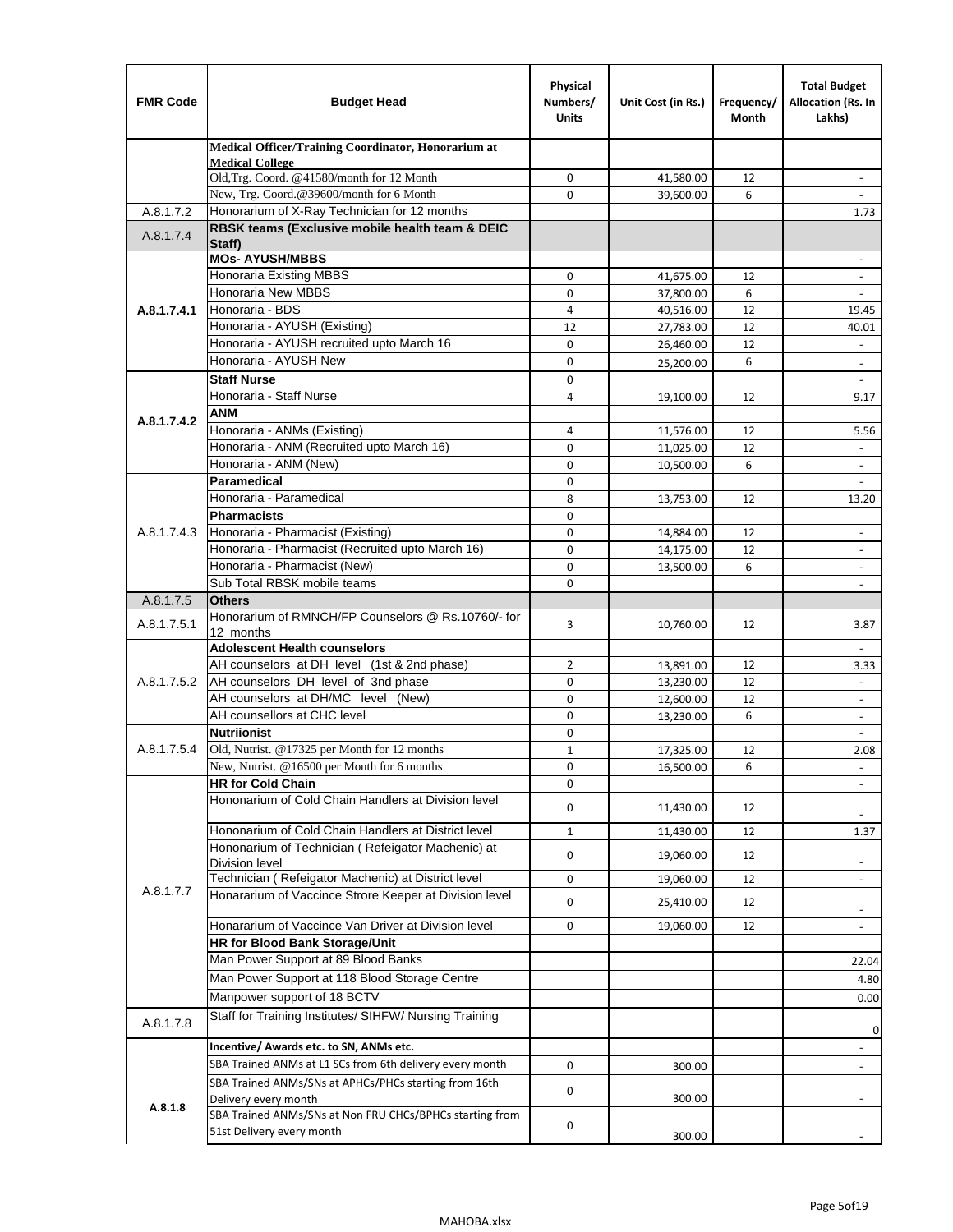| FMR Code | Budget Head | Physical Numbers/ Units | Unit Cost (in Rs.) | Frequency/ Month | Total Budget Allocation (Rs. In Lakhs) |
|---|---|---|---|---|---|
| | **Medical Officer/Training Coordinator, Honorarium at Medical College** | | | | |
| | Old,Trg. Coord. @41580/month for 12 Month | 0 | 41,580.00 | 12 | - |
| | New, Trg. Coord.@39600/month for 6 Month | 0 | 39,600.00 | 6 | - |
| A.8.1.7.2 | Honorarium of X-Ray Technician for 12 months | | | | 1.73 |
| A.8.1.7.4 | **RBSK teams (Exclusive mobile health team & DEIC Staff)** | | | | |
| A.8.1.7.4.1 | **MOs- AYUSH/MBBS** | | | | - |
| | Honoraria Existing MBBS | 0 | 41,675.00 | 12 | - |
| | Honoraria New MBBS | 0 | 37,800.00 | 6 | - |
| | Honoraria - BDS | 4 | 40,516.00 | 12 | 19.45 |
| | Honoraria - AYUSH (Existing) | 12 | 27,783.00 | 12 | 40.01 |
| | Honoraria - AYUSH recruited upto March 16 | 0 | 26,460.00 | 12 | - |
| | Honoraria - AYUSH New | 0 | 25,200.00 | 6 | - |
| A.8.1.7.4.2 | **Staff Nurse** | 0 | | | - |
| | Honoraria - Staff Nurse | 4 | 19,100.00 | 12 | 9.17 |
| | **ANM** | | | | |
| | Honoraria - ANMs (Existing) | 4 | 11,576.00 | 12 | 5.56 |
| | Honoraria - ANM (Recruited upto March 16) | 0 | 11,025.00 | 12 | - |
| | Honoraria - ANM (New) | 0 | 10,500.00 | 6 | - |
| A.8.1.7.4.3 | **Paramedical** | 0 | | | - |
| | Honoraria - Paramedical | 8 | 13,753.00 | 12 | 13.20 |
| | **Pharmacists** | 0 | | | |
| | Honoraria - Pharmacist (Existing) | 0 | 14,884.00 | 12 | - |
| | Honoraria - Pharmacist (Recruited upto March 16) | 0 | 14,175.00 | 12 | - |
| | Honoraria - Pharmacist (New) | 0 | 13,500.00 | 6 | - |
| | Sub Total RBSK mobile teams | 0 | | | - |
| A.8.1.7.5 | **Others** | | | | |
| A.8.1.7.5.1 | Honorarium of RMNCH/FP Counselors @ Rs.10760/- for 12 months | 3 | 10,760.00 | 12 | 3.87 |
| A.8.1.7.5.2 | **Adolescent Health counselors** | | | | - |
| | AH counselors at DH level (1st & 2nd phase) | 2 | 13,891.00 | 12 | 3.33 |
| | AH counselors DH level of 3nd phase | 0 | 13,230.00 | 12 | - |
| | AH counselors at DH/MC level (New) | 0 | 12,600.00 | 12 | - |
| | AH counsellors at CHC level | 0 | 13,230.00 | 6 | - |
| A.8.1.7.5.4 | **Nutriionist** | 0 | | | - |
| | Old, Nutrist. @17325 per Month for 12 months | 1 | 17,325.00 | 12 | 2.08 |
| | New, Nutrist. @16500 per Month for 6 months | 0 | 16,500.00 | 6 | - |
| A.8.1.7.7 | **HR for Cold Chain** | 0 | | | - |
| | Hononarium of Cold Chain Handlers at Division level | 0 | 11,430.00 | 12 | - |
| | Hononarium of Cold Chain Handlers at District level | 1 | 11,430.00 | 12 | 1.37 |
| | Hononarium of Technician ( Refeigator Machenic) at Division level | 0 | 19,060.00 | 12 | - |
| | Technician ( Refeigator Machenic) at District level | 0 | 19,060.00 | 12 | - |
| | Honararium of Vaccince Strore Keeper at Division level | 0 | 25,410.00 | 12 | - |
| | Honararium of Vaccince Van Driver at Division level | 0 | 19,060.00 | 12 | - |
| | **HR for Blood Bank Storage/Unit** | | | | |
| | Man Power Support at 89 Blood Banks | | | | 22.04 |
| | Man Power Support at 118 Blood Storage Centre | | | | 4.80 |
| | Manpower support of 18 BCTV | | | | 0.00 |
| A.8.1.7.8 | Staff for Training Institutes/ SIHFW/ Nursing Training | | | | 0 |
| A.8.1.8 | **Incentive/ Awards etc. to SN, ANMs etc.** | | | | - |
| | SBA Trained ANMs at L1 SCs from 6th delivery every month | 0 | 300.00 | | - |
| | SBA Trained ANMs/SNs at APHCs/PHCs starting from 16th Delivery every month | 0 | 300.00 | | - |
| | SBA Trained ANMs/SNs at Non FRU CHCs/BPHCs starting from 51st Delivery every month | 0 | 300.00 | | - |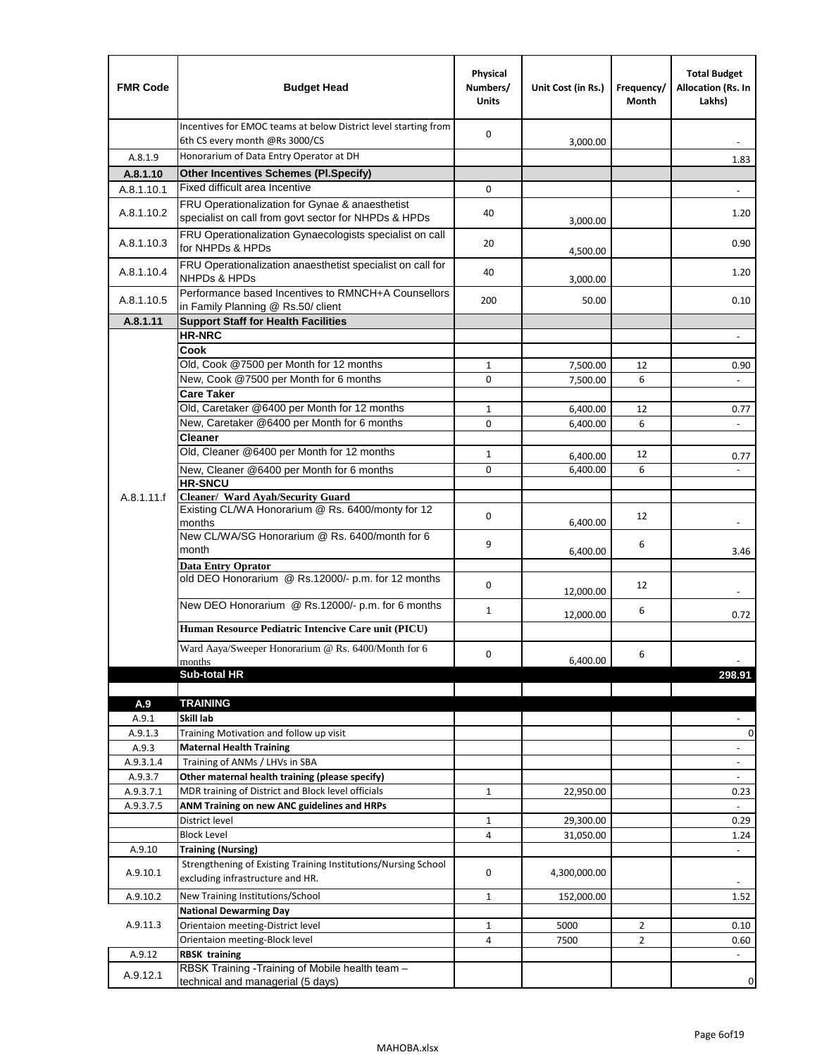| FMR Code | Budget Head | Physical Numbers/ Units | Unit Cost (in Rs.) | Frequency/ Month | Total Budget Allocation (Rs. In Lakhs) |
|---|---|---|---|---|---|
| | Incentives for EMOC teams at below District level starting from 6th CS every month @Rs 3000/CS | 0 | 3,000.00 | | - |
| A.8.1.9 | Honorarium of Data Entry Operator at DH | | | | 1.83 |
| **A.8.1.10** | **Other Incentives Schemes (Pl.Specify)** | | | | |
| A.8.1.10.1 | Fixed difficult area Incentive | 0 | | | - |
| A.8.1.10.2 | FRU Operationalization for Gynae & anaesthetist specialist on call from govt sector for NHPDs & HPDs | 40 | 3,000.00 | | 1.20 |
| A.8.1.10.3 | FRU Operationalization Gynaecologists specialist on call for NHPDs & HPDs | 20 | 4,500.00 | | 0.90 |
| A.8.1.10.4 | FRU Operationalization anaesthetist specialist on call for NHPDs & HPDs | 40 | 3,000.00 | | 1.20 |
| A.8.1.10.5 | Performance based Incentives to RMNCH+A Counsellors in Family Planning @ Rs.50/ client | 200 | 50.00 | | 0.10 |
| **A.8.1.11** | **Support Staff for Health Facilities** | | | | |
| A.8.1.11.f | **HR-NRC** | | | | - |
| | **Cook** | | | | |
| | Old, Cook @7500 per Month for 12 months | 1 | 7,500.00 | 12 | 0.90 |
| | New, Cook @7500 per Month for 6 months | 0 | 7,500.00 | 6 | - |
| | **Care Taker** | | | | |
| | Old, Caretaker @6400 per Month for 12 months | 1 | 6,400.00 | 12 | 0.77 |
| | New, Caretaker @6400 per Month for 6 months | 0 | 6,400.00 | 6 | - |
| | **Cleaner** | | | | |
| | Old, Cleaner @6400 per Month for 12 months | 1 | 6,400.00 | 12 | 0.77 |
| | New, Cleaner @6400 per Month for 6 months | 0 | 6,400.00 | 6 | - |
| | **HR-SNCU** | | | | |
| | **Cleaner/ Ward Ayah/Security Guard** | | | | |
| | Existing CL/WA Honorarium @ Rs. 6400/monty for 12 months | 0 | 6,400.00 | 12 | - |
| | New CL/WA/SG Honorarium @ Rs. 6400/month for 6 month | 9 | 6,400.00 | 6 | 3.46 |
| | **Data Entry Oprator** | | | | |
| | old DEO Honorarium @ Rs.12000/- p.m. for 12 months | 0 | 12,000.00 | 12 | - |
| | New DEO Honorarium @ Rs.12000/- p.m. for 6 months | 1 | 12,000.00 | 6 | 0.72 |
| | **Human Resource Pediatric Intencive Care unit (PICU)** | | | | |
| | Ward Aaya/Sweeper Honorarium @ Rs. 6400/Month for 6 months | 0 | 6,400.00 | 6 | - |
| | **Sub-total HR** | | | | **298.91** |
| | | | | | |
| **A.9** | **TRAINING** | | | | |
| A.9.1 | **Skill lab** | | | | - |
| A.9.1.3 | Training Motivation and follow up visit | | | | 0 |
| A.9.3 | **Maternal Health Training** | | | | - |
| A.9.3.1.4 | Training of ANMs / LHVs in SBA | | | | - |
| A.9.3.7 | **Other maternal health training (please specify)** | | | | - |
| A.9.3.7.1 | MDR training of District and Block level officials | 1 | 22,950.00 | | 0.23 |
| A.9.3.7.5 | **ANM Training on new ANC guidelines and HRPs** | | | | - |
| | District level | 1 | 29,300.00 | | 0.29 |
| | Block Level | 4 | 31,050.00 | | 1.24 |
| A.9.10 | **Training (Nursing)** | | | | - |
| A.9.10.1 | Strengthening of Existing Training Institutions/Nursing School excluding infrastructure and HR. | 0 | 4,300,000.00 | | - |
| A.9.10.2 | New Training Institutions/School | 1 | 152,000.00 | | 1.52 |
| A.9.11.3 | **National Dewarming Day** | | | | |
| | Orientaion meeting-District level | 1 | 5000 | 2 | 0.10 |
| | Orientaion meeting-Block level | 4 | 7500 | 2 | 0.60 |
| A.9.12 | **RBSK training** | | | | - |
| A.9.12.1 | RBSK Training -Training of Mobile health team – technical and managerial (5 days) | | | | 0 |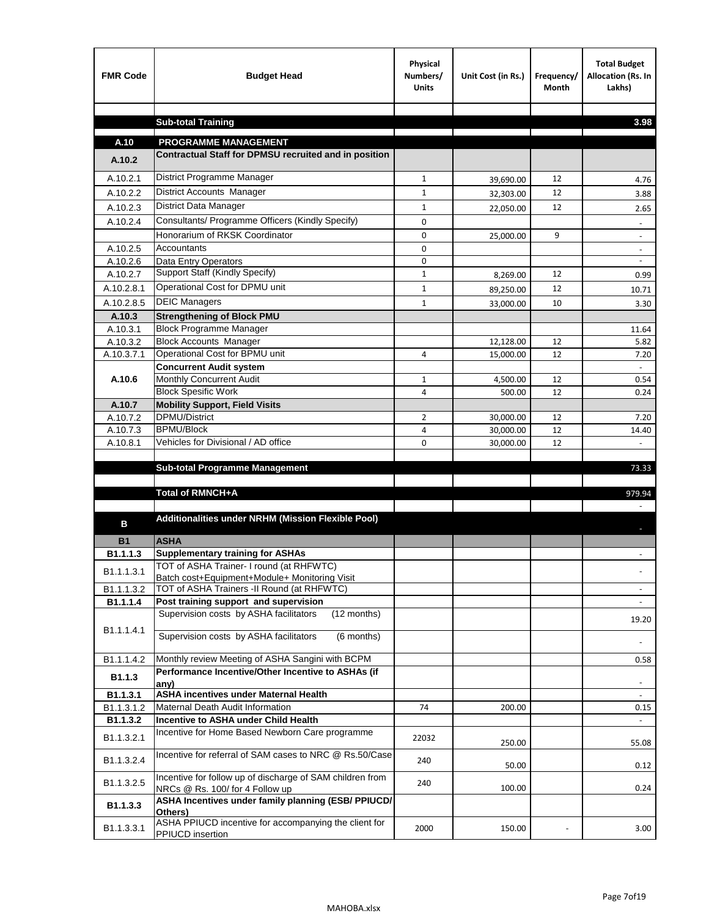| FMR Code | Budget Head | Physical Numbers/ Units | Unit Cost (in Rs.) | Frequency/ Month | Total Budget Allocation (Rs. In Lakhs) |
|---|---|---|---|---|---|
| | | | | | |
| | **Sub-total Training** | | | | **3.98** |
| | | | | | |
| **A.10** | **PROGRAMME MANAGEMENT** | | | | |
| **A.10.2** | **Contractual Staff for DPMSU recruited and in position** | | | | |
| A.10.2.1 | District Programme Manager | 1 | 39,690.00 | 12 | 4.76 |
| A.10.2.2 | District Accounts Manager | 1 | 32,303.00 | 12 | 3.88 |
| A.10.2.3 | District Data Manager | 1 | 22,050.00 | 12 | 2.65 |
| A.10.2.4 | Consultants/ Programme Officers (Kindly Specify) | 0 | | | - |
| | Honorarium of RKSK Coordinator | 0 | 25,000.00 | 9 | - |
| A.10.2.5 | Accountants | 0 | | | - |
| A.10.2.6 | Data Entry Operators | 0 | | | - |
| A.10.2.7 | Support Staff (Kindly Specify) | 1 | 8,269.00 | 12 | 0.99 |
| A.10.2.8.1 | Operational Cost for DPMU unit | 1 | 89,250.00 | 12 | 10.71 |
| A.10.2.8.5 | DEIC Managers | 1 | 33,000.00 | 10 | 3.30 |
| **A.10.3** | **Strengthening of Block PMU** | | | | |
| A.10.3.1 | Block Programme Manager | | | | 11.64 |
| A.10.3.2 | Block Accounts Manager | | 12,128.00 | 12 | 5.82 |
| A.10.3.7.1 | Operational Cost for BPMU unit | 4 | 15,000.00 | 12 | 7.20 |
| **A.10.6** | **Concurrent Audit system** | | | | - |
| | Monthly Concurrent Audit | 1 | 4,500.00 | 12 | 0.54 |
| | Block Spesific Work | 4 | 500.00 | 12 | 0.24 |
| **A.10.7** | **Mobility Support, Field Visits** | | | | |
| A.10.7.2 | DPMU/District | 2 | 30,000.00 | 12 | 7.20 |
| A.10.7.3 | BPMU/Block | 4 | 30,000.00 | 12 | 14.40 |
| A.10.8.1 | Vehicles for Divisional / AD office | 0 | 30,000.00 | 12 | - |
| | | | | | |
| | **Sub-total Programme Management** | | | | 73.33 |
| | | | | | |
| | **Total of RMNCH+A** | | | | 979.94 |
| | | | | | - |
| **B** | **Additionalities under NRHM (Mission Flexible Pool)** | | | | - |
| **B1** | **ASHA** | | | | |
| **B1.1.1.3** | **Supplementary training for ASHAs** | | | | - |
| B1.1.1.3.1 | TOT of ASHA Trainer- I round (at RHFWTC) Batch cost+Equipment+Module+ Monitoring Visit | | | | - |
| B1.1.1.3.2 | TOT of ASHA Trainers -II Round (at RHFWTC) | | | | - |
| **B1.1.1.4** | **Post training support and supervision** | | | | - |
| B1.1.1.4.1 | Supervision costs by ASHA facilitators (12 months) | | | | 19.20 |
| | Supervision costs by ASHA facilitators (6 months) | | | | - |
| B1.1.1.4.2 | Monthly review Meeting of ASHA Sangini with BCPM | | | | 0.58 |
| **B1.1.3** | **Performance Incentive/Other Incentive to ASHAs (if any)** | | | | - |
| **B1.1.3.1** | **ASHA incentives under Maternal Health** | | | | - |
| B1.1.3.1.2 | Maternal Death Audit Information | 74 | 200.00 | | 0.15 |
| **B1.1.3.2** | **Incentive to ASHA under Child Health** | | | | - |
| B1.1.3.2.1 | Incentive for Home Based Newborn Care programme | 22032 | 250.00 | | 55.08 |
| B1.1.3.2.4 | Incentive for referral of SAM cases to NRC @ Rs.50/Case | 240 | 50.00 | | 0.12 |
| B1.1.3.2.5 | Incentive for follow up of discharge of SAM children from NRCs @ Rs. 100/ for 4 Follow up | 240 | 100.00 | | 0.24 |
| **B1.1.3.3** | **ASHA Incentives under family planning (ESB/ PPIUCD/ Others)** | | | | |
| B1.1.3.3.1 | ASHA PPIUCD incentive for accompanying the client for PPIUCD insertion | 2000 | 150.00 | - | 3.00 |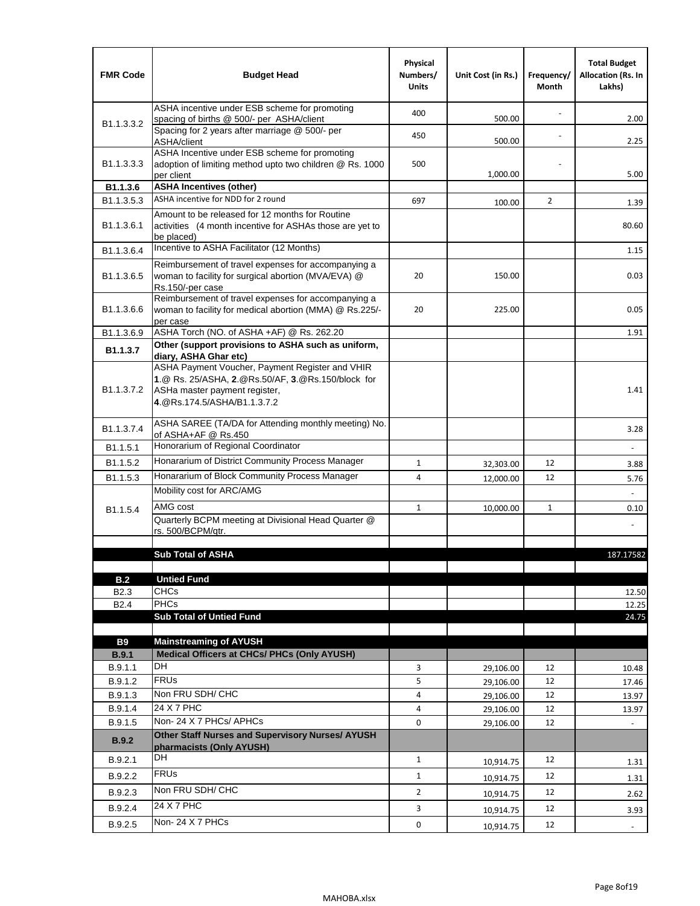| FMR Code | Budget Head | Physical Numbers/ Units | Unit Cost (in Rs.) | Frequency/ Month | Total Budget Allocation (Rs. In Lakhs) |
|---|---|---|---|---|---|
| B1.1.3.3.2 | ASHA incentive under ESB scheme for promoting spacing of births @ 500/- per ASHA/client | 400 | 500.00 | - | 2.00 |
| | Spacing for 2 years after marriage @ 500/- per ASHA/client | 450 | 500.00 | - | 2.25 |
| B1.1.3.3.3 | ASHA Incentive under ESB scheme for promoting adoption of limiting method upto two children @ Rs. 1000 per client | 500 | 1,000.00 | - | 5.00 |
| **B1.1.3.6** | **ASHA Incentives (other)** | | | | |
| B1.1.3.5.3 | ASHA incentive for NDD for 2 round | 697 | 100.00 | 2 | 1.39 |
| B1.1.3.6.1 | Amount to be released for 12 months for Routine activities (4 month incentive for ASHAs those are yet to be placed) | | | | 80.60 |
| B1.1.3.6.4 | Incentive to ASHA Facilitator (12 Months) | | | | 1.15 |
| B1.1.3.6.5 | Reimbursement of travel expenses for accompanying a woman to facility for surgical abortion (MVA/EVA) @ Rs.150/-per case | 20 | 150.00 | | 0.03 |
| B1.1.3.6.6 | Reimbursement of travel expenses for accompanying a woman to facility for medical abortion (MMA) @ Rs.225/- per case | 20 | 225.00 | | 0.05 |
| B1.1.3.6.9 | ASHA Torch (NO. of ASHA +AF) @ Rs. 262.20 | | | | 1.91 |
| **B1.1.3.7** | **Other (support provisions to ASHA such as uniform, diary, ASHA Ghar etc)** | | | | |
| B1.1.3.7.2 | ASHA Payment Voucher, Payment Register and VHIR **1**.@ Rs. 25/ASHA, **2**.@Rs.50/AF, **3**.@Rs.150/block for ASHa master payment register, **4**.@Rs.174.5/ASHA/B1.1.3.7.2 | | | | 1.41 |
| B1.1.3.7.4 | ASHA SAREE (TA/DA for Attending monthly meeting) No. of ASHA+AF @ Rs.450 | | | | 3.28 |
| B1.1.5.1 | Honorarium of Regional Coordinator | | | | - |
| B1.1.5.2 | Honararium of District Community Process Manager | 1 | 32,303.00 | 12 | 3.88 |
| B1.1.5.3 | Honararium of Block Community Process Manager | 4 | 12,000.00 | 12 | 5.76 |
| B1.1.5.4 | Mobility cost for ARC/AMG | | | | - |
| | AMG cost | 1 | 10,000.00 | 1 | 0.10 |
| | Quarterly BCPM meeting at Divisional Head Quarter @ rs. 500/BCPM/qtr. | | | | - |
| | | | | | |
| | **Sub Total of ASHA** | | | | 187.17582 |
| | | | | | |
| **B.2** | **Untied Fund** | | | | |
| B2.3 | CHCs | | | | 12.50 |
| B2.4 | PHCs | | | | 12.25 |
| | **Sub Total of Untied Fund** | | | | 24.75 |
| | | | | | |
| **B9** | **Mainstreaming of AYUSH** | | | | |
| **B.9.1** | **Medical Officers at CHCs/ PHCs (Only AYUSH)** | | | | |
| B.9.1.1 | DH | 3 | 29,106.00 | 12 | 10.48 |
| B.9.1.2 | FRUs | 5 | 29,106.00 | 12 | 17.46 |
| B.9.1.3 | Non FRU SDH/ CHC | 4 | 29,106.00 | 12 | 13.97 |
| B.9.1.4 | 24 X 7 PHC | 4 | 29,106.00 | 12 | 13.97 |
| B.9.1.5 | Non- 24 X 7 PHCs/ APHCs | 0 | 29,106.00 | 12 | - |
| **B.9.2** | **Other Staff Nurses and Supervisory Nurses/ AYUSH pharmacists (Only AYUSH)** | | | | |
| B.9.2.1 | DH | 1 | 10,914.75 | 12 | 1.31 |
| B.9.2.2 | FRUs | 1 | 10,914.75 | 12 | 1.31 |
| B.9.2.3 | Non FRU SDH/ CHC | 2 | 10,914.75 | 12 | 2.62 |
| B.9.2.4 | 24 X 7 PHC | 3 | 10,914.75 | 12 | 3.93 |
| B.9.2.5 | Non- 24 X 7 PHCs | 0 | 10,914.75 | 12 | - |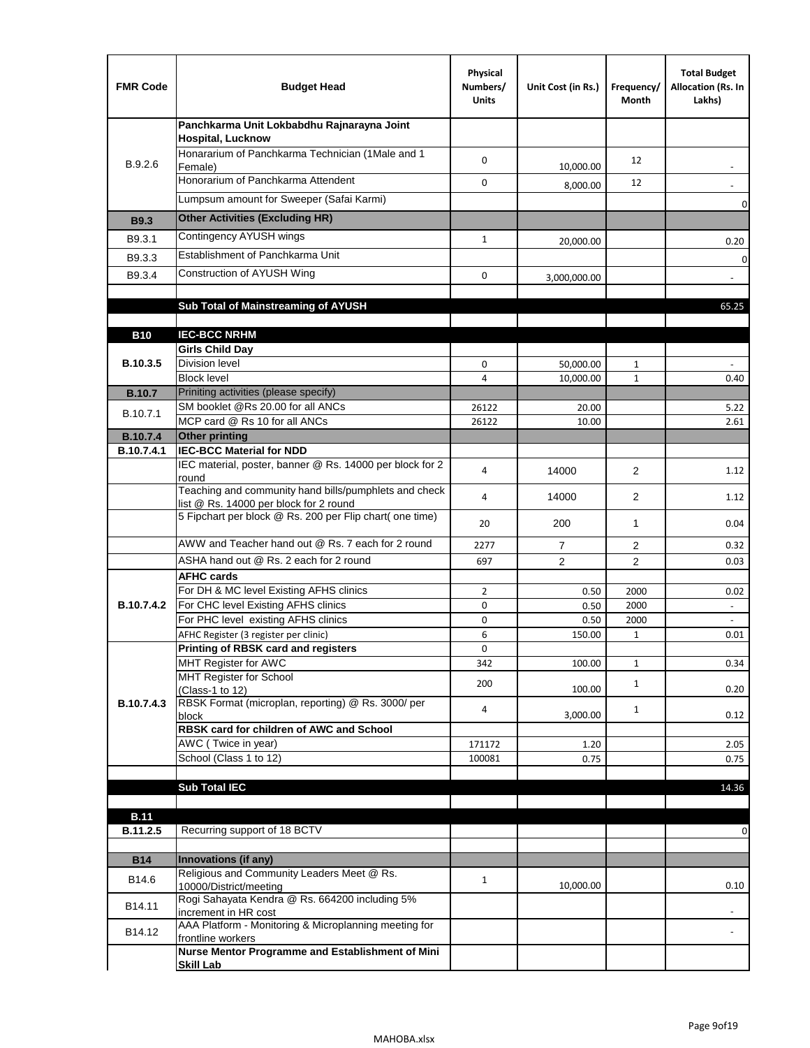| FMR Code | Budget Head | Physical Numbers/ Units | Unit Cost (in Rs.) | Frequency/ Month | Total Budget Allocation (Rs. In Lakhs) |
|---|---|---|---|---|---|
| B.9.2.6 | **Panchkarma Unit Lokbabdhu Rajnarayna Joint Hospital, Lucknow** | | | | |
| | Honararium of Panchkarma Technician (1Male and 1 Female) | 0 | 10,000.00 | 12 | - |
| | Honorarium of Panchkarma Attendent | 0 | 8,000.00 | 12 | - |
| | Lumpsum amount for Sweeper (Safai Karmi) | | | | 0 |
| **B9.3** | **Other Activities (Excluding HR)** | | | | |
| B9.3.1 | Contingency AYUSH wings | 1 | 20,000.00 | | 0.20 |
| B9.3.3 | Establishment of Panchkarma Unit | | | | 0 |
| B9.3.4 | Construction of AYUSH Wing | 0 | 3,000,000.00 | | - |
| | | | | | |
| | **Sub Total of Mainstreaming of AYUSH** | | | | 65.25 |
| | | | | | |
| **B10** | **IEC-BCC NRHM** | | | | |
| **B.10.3.5** | **Girls Child Day** | | | | |
| | Division level | 0 | 50,000.00 | 1 | - |
| | Block level | 4 | 10,000.00 | 1 | 0.40 |
| **B.10.7** | Priniting activities (please specify) | | | | |
| B.10.7.1 | SM booklet @Rs 20.00 for all ANCs | 26122 | 20.00 | | 5.22 |
| | MCP card @ Rs 10 for all ANCs | 26122 | 10.00 | | 2.61 |
| **B.10.7.4** | **Other printing** | | | | |
| **B.10.7.4.1** | **IEC-BCC Material for NDD** | | | | |
| | IEC material, poster, banner @ Rs. 14000 per block for 2 round | 4 | 14000 | 2 | 1.12 |
| | Teaching and community hand bills/pumphlets and check list @ Rs. 14000 per block for 2 round | 4 | 14000 | 2 | 1.12 |
| | 5 Fipchart per block @ Rs. 200 per Flip chart( one time) | 20 | 200 | 1 | 0.04 |
| | AWW and Teacher hand out @ Rs. 7 each for 2 round | 2277 | 7 | 2 | 0.32 |
| | ASHA hand out @ Rs. 2 each for 2 round | 697 | 2 | 2 | 0.03 |
| **B.10.7.4.2** | **AFHC cards** | | | | |
| | For DH & MC level Existing AFHS clinics | 2 | 0.50 | 2000 | 0.02 |
| | For CHC level Existing AFHS clinics | 0 | 0.50 | 2000 | - |
| | For PHC level existing AFHS clinics | 0 | 0.50 | 2000 | - |
| | AFHC Register (3 register per clinic) | 6 | 150.00 | 1 | 0.01 |
| **B.10.7.4.3** | **Printing of RBSK card and registers** | 0 | | | |
| | MHT Register for AWC | 342 | 100.00 | 1 | 0.34 |
| | MHT Register for School (Class-1 to 12) | 200 | 100.00 | 1 | 0.20 |
| | RBSK Format (microplan, reporting) @ Rs. 3000/ per block | 4 | 3,000.00 | 1 | 0.12 |
| | **RBSK card for children of AWC and School** | | | | |
| | AWC ( Twice in year) | 171172 | 1.20 | | 2.05 |
| | School (Class 1 to 12) | 100081 | 0.75 | | 0.75 |
| | | | | | |
| | **Sub Total IEC** | | | | 14.36 |
| | | | | | |
| **B.11** | | | | | |
| **B.11.2.5** | Recurring support of 18 BCTV | | | | 0 |
| | | | | | |
| **B14** | **Innovations (if any)** | | | | |
| B14.6 | Religious and Community Leaders Meet @ Rs. 10000/District/meeting | 1 | 10,000.00 | | 0.10 |
| B14.11 | Rogi Sahayata Kendra @ Rs. 664200 including 5% increment in HR cost | | | | - |
| B14.12 | AAA Platform - Monitoring & Microplanning meeting for frontline workers | | | | - |
| | **Nurse Mentor Programme and Establishment of Mini Skill Lab** | | | | |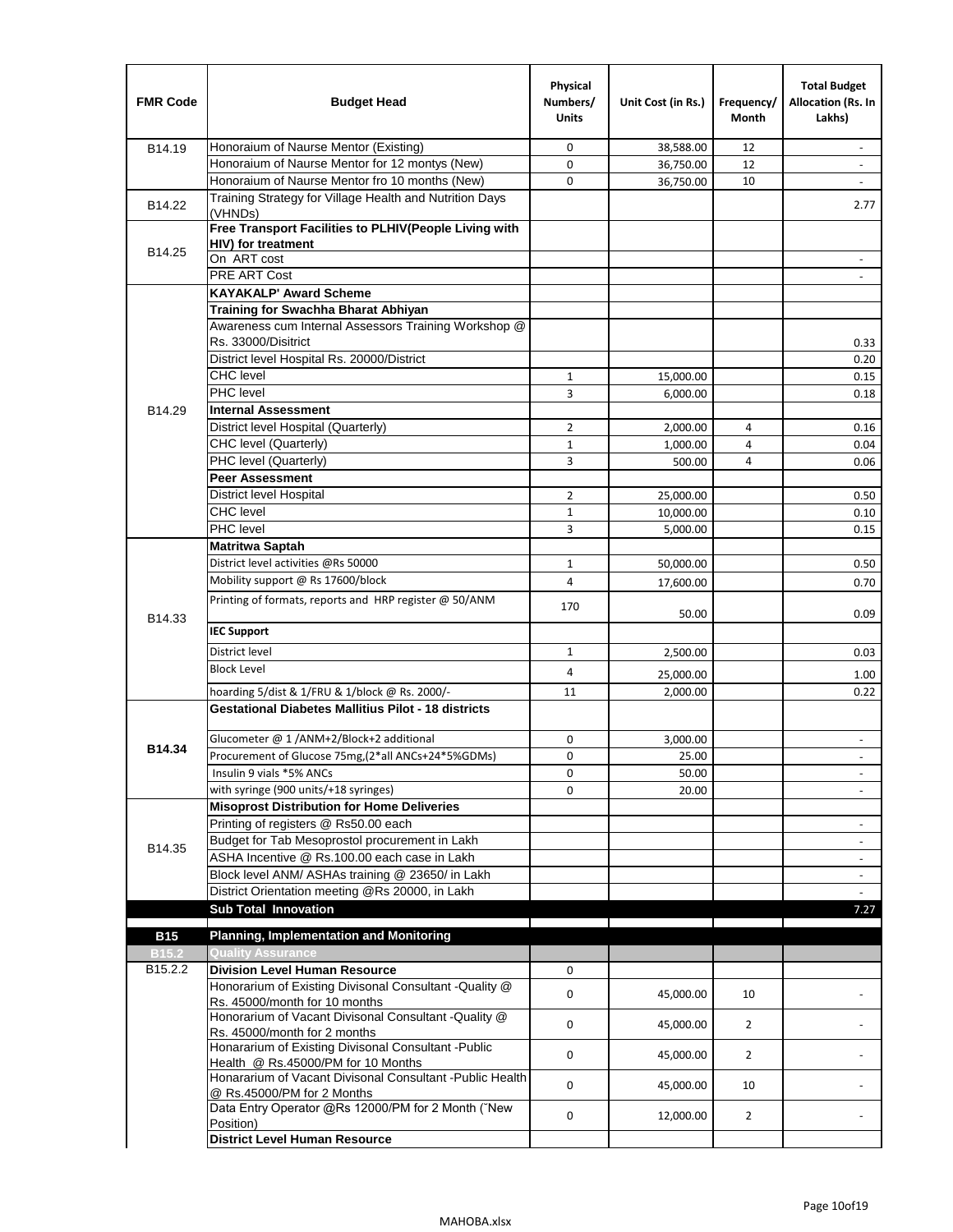| FMR Code | Budget Head | Physical Numbers/ Units | Unit Cost (in Rs.) | Frequency/ Month | Total Budget Allocation (Rs. In Lakhs) |
|---|---|---|---|---|---|
| B14.19 | Honoraium of Naurse Mentor (Existing) | 0 | 38,588.00 | 12 | - |
| | Honoraium of Naurse Mentor for 12 montys (New) | 0 | 36,750.00 | 12 | - |
| | Honoraium of Naurse Mentor fro 10 months (New) | 0 | 36,750.00 | 10 | - |
| B14.22 | Training Strategy for Village Health and Nutrition Days (VHNDs) | | | | 2.77 |
| B14.25 | **Free Transport Facilities to PLHIV(People Living with HIV) for treatment** | | | | |
| | On ART cost | | | | - |
| | PRE ART Cost | | | | - |
| B14.29 | **KAYAKALP' Award Scheme** | | | | |
| | **Training for Swachha Bharat Abhiyan** | | | | |
| | Awareness cum Internal Assessors Training Workshop @ Rs. 33000/Disitrict | | | | 0.33 |
| | District level Hospital Rs. 20000/District | | | | 0.20 |
| | CHC level | 1 | 15,000.00 | | 0.15 |
| | PHC level | 3 | 6,000.00 | | 0.18 |
| | **Internal Assessment** | | | | |
| | District level Hospital (Quarterly) | 2 | 2,000.00 | 4 | 0.16 |
| | CHC level (Quarterly) | 1 | 1,000.00 | 4 | 0.04 |
| | PHC level (Quarterly) | 3 | 500.00 | 4 | 0.06 |
| | **Peer Assessment** | | | | |
| | District level Hospital | 2 | 25,000.00 | | 0.50 |
| | CHC level | 1 | 10,000.00 | | 0.10 |
| | PHC level | 3 | 5,000.00 | | 0.15 |
| B14.33 | **Matritwa Saptah** | | | | |
| | District level activities @Rs 50000 | 1 | 50,000.00 | | 0.50 |
| | Mobility support @ Rs 17600/block | 4 | 17,600.00 | | 0.70 |
| | Printing of formats, reports and HRP register @ 50/ANM | 170 | 50.00 | | 0.09 |
| | **IEC Support** | | | | |
| | District level | 1 | 2,500.00 | | 0.03 |
| | Block Level | 4 | 25,000.00 | | 1.00 |
| | hoarding 5/dist & 1/FRU & 1/block @ Rs. 2000/- | 11 | 2,000.00 | | 0.22 |
| **B14.34** | **Gestational Diabetes Mallitius Pilot - 18 districts** | | | | |
| | Glucometer @ 1 /ANM+2/Block+2 additional | 0 | 3,000.00 | | - |
| | Procurement of Glucose 75mg,(2*all ANCs+24*5%GDMs) | 0 | 25.00 | | - |
| | Insulin 9 vials *5% ANCs | 0 | 50.00 | | - |
| | with syringe (900 units/+18 syringes) | 0 | 20.00 | | - |
| B14.35 | **Misoprost Distribution for Home Deliveries** | | | | |
| | Printing of registers @ Rs50.00 each | | | | - |
| | Budget for Tab Mesoprostol procurement in Lakh | | | | - |
| | ASHA Incentive @ Rs.100.00 each case in Lakh | | | | - |
| | Block level ANM/ ASHAs training @ 23650/ in Lakh | | | | - |
| | District Orientation meeting @Rs 20000, in Lakh | | | | - |
| | **Sub Total Innovation** | | | | 7.27 |
| **B15** | **Planning, Implementation and Monitoring** | | | | |
| **B15.2** | **Quality Assurance** | | | | |
| B15.2.2 | **Division Level Human Resource** | 0 | | | |
| | Honorarium of Existing Divisonal Consultant -Quality @ Rs. 45000/month for 10 months | 0 | 45,000.00 | 10 | - |
| | Honorarium of Vacant Divisonal Consultant -Quality @ Rs. 45000/month for 2 months | 0 | 45,000.00 | 2 | - |
| | Honararium of Existing Divisonal Consultant -Public Health @ Rs.45000/PM for 10 Months | 0 | 45,000.00 | 2 | - |
| | Honararium of Vacant Divisonal Consultant -Public Health @ Rs.45000/PM for 2 Months | 0 | 45,000.00 | 10 | - |
| | Data Entry Operator @Rs 12000/PM for 2 Month ("New Position) | 0 | 12,000.00 | 2 | - |
| | **District Level Human Resource** | | | | |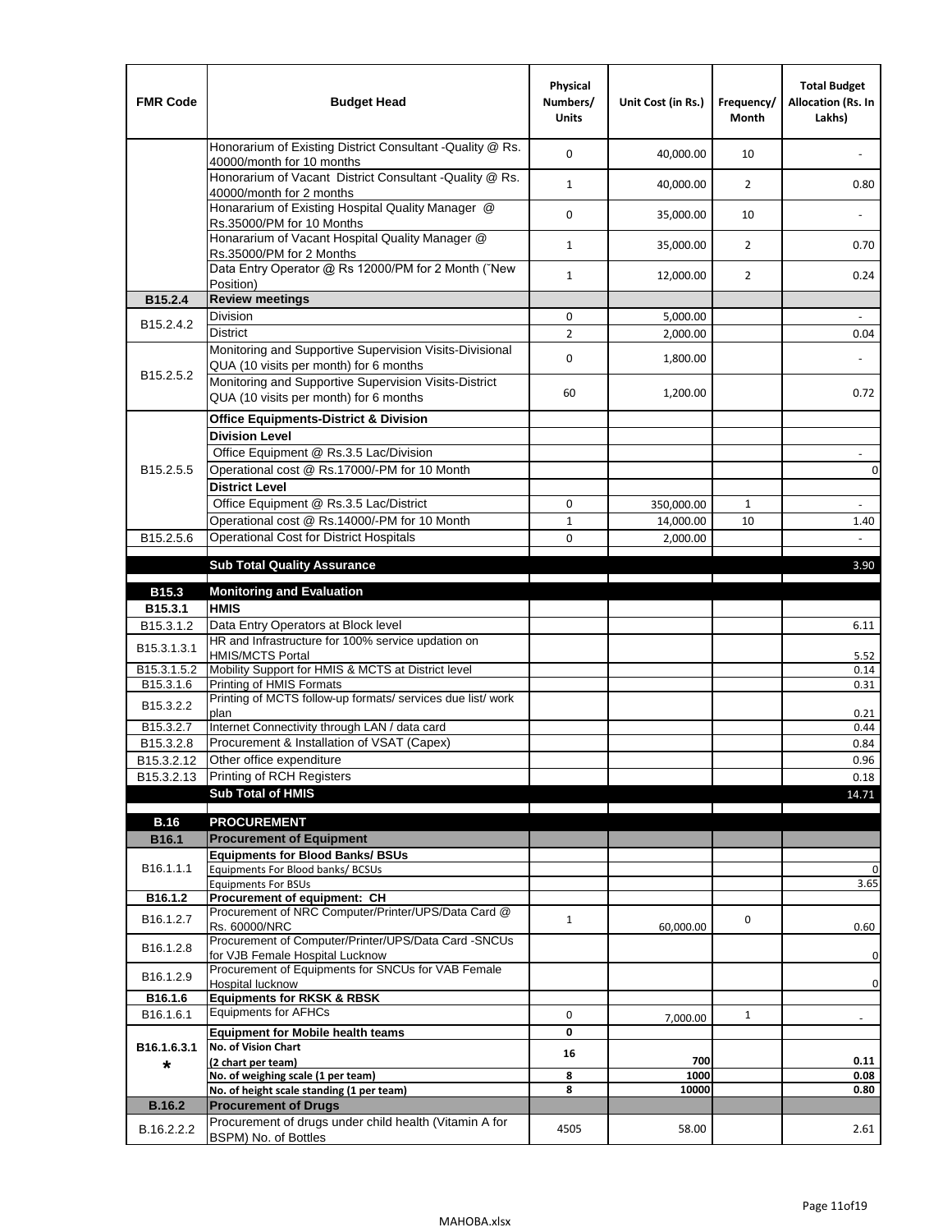| FMR Code | Budget Head | Physical Numbers/ Units | Unit Cost (in Rs.) | Frequency/ Month | Total Budget Allocation (Rs. In Lakhs) |
|---|---|---|---|---|---|
| | Honorarium of Existing District Consultant -Quality @ Rs. 40000/month for 10 months | 0 | 40,000.00 | 10 | - |
| | Honorarium of Vacant District Consultant -Quality @ Rs. 40000/month for 2 months | 1 | 40,000.00 | 2 | 0.80 |
| | Honararium of Existing Hospital Quality Manager @ Rs.35000/PM for 10 Months | 0 | 35,000.00 | 10 | - |
| | Honararium of Vacant Hospital Quality Manager @ Rs.35000/PM for 2 Months | 1 | 35,000.00 | 2 | 0.70 |
| | Data Entry Operator @ Rs 12000/PM for 2 Month (˜New Position) | 1 | 12,000.00 | 2 | 0.24 |
| **B15.2.4** | **Review meetings** | | | | |
| B15.2.4.2 | Division | 0 | 5,000.00 | | - |
| | District | 2 | 2,000.00 | | 0.04 |
| B15.2.5.2 | Monitoring and Supportive Supervision Visits-Divisional QUA (10 visits per month) for 6 months | 0 | 1,800.00 | | - |
| | Monitoring and Supportive Supervision Visits-District QUA (10 visits per month) for 6 months | 60 | 1,200.00 | | 0.72 |
| B15.2.5.5 | **Office Equipments-District & Division** | | | | |
| | **Division Level** | | | | |
| | Office Equipment @ Rs.3.5 Lac/Division | | | | - |
| | Operational cost @ Rs.17000/-PM for 10 Month | | | | 0 |
| | **District Level** | | | | |
| | Office Equipment @ Rs.3.5 Lac/District | 0 | 350,000.00 | 1 | - |
| | Operational cost @ Rs.14000/-PM for 10 Month | 1 | 14,000.00 | 10 | 1.40 |
| B15.2.5.6 | Operational Cost for District Hospitals | 0 | 2,000.00 | | - |
| | **Sub Total Quality Assurance** | | | | 3.90 |
| **B15.3** | **Monitoring and Evaluation** | | | | |
| **B15.3.1** | **HMIS** | | | | |
| B15.3.1.2 | Data Entry Operators at Block level | | | | 6.11 |
| B15.3.1.3.1 | HR and Infrastructure for 100% service updation on HMIS/MCTS Portal | | | | 5.52 |
| B15.3.1.5.2 | Mobility Support for HMIS & MCTS at District level | | | | 0.14 |
| B15.3.1.6 | Printing of HMIS Formats | | | | 0.31 |
| B15.3.2.2 | Printing of MCTS follow-up formats/ services due list/ work plan | | | | 0.21 |
| B15.3.2.7 | Internet Connectivity through LAN / data card | | | | 0.44 |
| B15.3.2.8 | Procurement & Installation of VSAT (Capex) | | | | 0.84 |
| B15.3.2.12 | Other office expenditure | | | | 0.96 |
| B15.3.2.13 | Printing of RCH Registers | | | | 0.18 |
| | **Sub Total of HMIS** | | | | 14.71 |
| **B.16** | **PROCUREMENT** | | | | |
| **B16.1** | **Procurement of Equipment** | | | | |
| B16.1.1.1 | **Equipments for Blood Banks/ BSUs** | | | | |
| | Equipments For Blood banks/ BCSUs | | | | 0 |
| | Equipments For BSUs | | | | 3.65 |
| **B16.1.2** | **Procurement of equipment: CH** | | | | |
| B16.1.2.7 | Procurement of NRC Computer/Printer/UPS/Data Card @ Rs. 60000/NRC | 1 | 60,000.00 | 0 | 0.60 |
| B16.1.2.8 | Procurement of Computer/Printer/UPS/Data Card -SNCUs for VJB Female Hospital Lucknow | | | | 0 |
| B16.1.2.9 | Procurement of Equipments for SNCUs for VAB Female Hospital lucknow | | | | 0 |
| **B16.1.6** | **Equipments for RKSK & RBSK** | | | | |
| B16.1.6.1 | Equipments for AFHCs | 0 | 7,000.00 | 1 | - |
| B16.1.6.3.1 * | **Equipment for Mobile health teams** | 0 | | | |
| | **No. of Vision Chart (2 chart per team)** | 16 | 700 | | 0.11 |
| | **No. of weighing scale (1 per team)** | 8 | 1000 | | 0.08 |
| | **No. of height scale standing (1 per team)** | 8 | 10000 | | 0.80 |
| **B.16.2** | **Procurement of Drugs** | | | | |
| B.16.2.2.2 | Procurement of drugs under child health (Vitamin A for BSPM) No. of Bottles | 4505 | 58.00 | | 2.61 |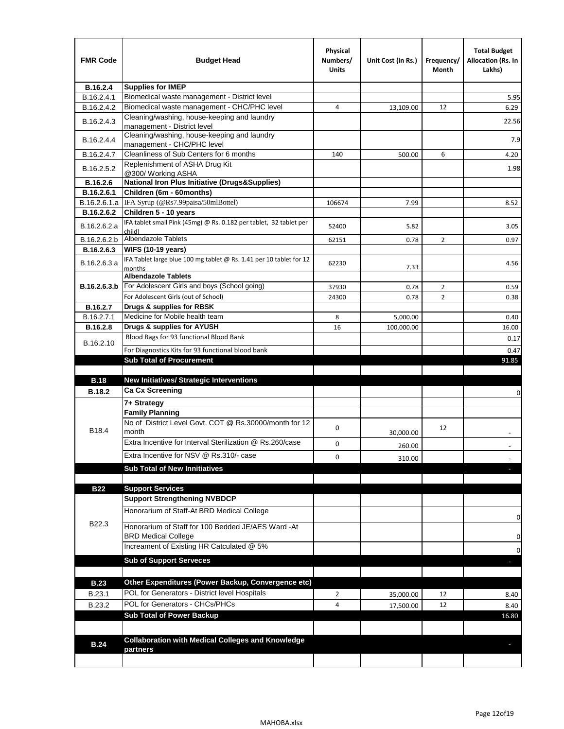| FMR Code | Budget Head | Physical Numbers/ Units | Unit Cost (in Rs.) | Frequency/ Month | Total Budget Allocation (Rs. In Lakhs) |
|---|---|---|---|---|---|
| **B.16.2.4** | **Supplies for IMEP** | | | | |
| B.16.2.4.1 | Biomedical waste management - District level | | | | 5.95 |
| B.16.2.4.2 | Biomedical waste management - CHC/PHC level | 4 | 13,109.00 | 12 | 6.29 |
| B.16.2.4.3 | Cleaning/washing, house-keeping and laundry management - District level | | | | 22.56 |
| B.16.2.4.4 | Cleaning/washing, house-keeping and laundry management - CHC/PHC level | | | | 7.9 |
| B.16.2.4.7 | Cleanliness of Sub Centers for 6 months | 140 | 500.00 | 6 | 4.20 |
| B.16.2.5.2 | Replenishment of ASHA Drug Kit @300/ Working ASHA | | | | 1.98 |
| **B.16.2.6** | **National Iron Plus Initiative (Drugs&Supplies)** | | | | |
| **B.16.2.6.1** | **Children (6m - 60months)** | | | | |
| B.16.2.6.1.a | IFA Syrup (@Rs7.99paisa/50mlBottel) | 106674 | 7.99 | | 8.52 |
| **B.16.2.6.2** | **Children 5 - 10 years** | | | | |
| B.16.2.6.2.a | IFA tablet small Pink (45mg) @ Rs. 0.182 per tablet, 32 tablet per child) | 52400 | 5.82 | | 3.05 |
| B.16.2.6.2.b | Albendazole Tablets | 62151 | 0.78 | 2 | 0.97 |
| **B.16.2.6.3** | **WIFS (10-19 years)** | | | | |
| B.16.2.6.3.a | IFA Tablet large blue 100 mg tablet @ Rs. 1.41 per 10 tablet for 12 months | 62230 | 7.33 | | 4.56 |
| **B.16.2.6.3.b** | **Albendazole Tablets** | | | | |
| | For Adolescent Girls and boys (School going) | 37930 | 0.78 | 2 | 0.59 |
| | For Adolescent Girls (out of School) | 24300 | 0.78 | 2 | 0.38 |
| **B.16.2.7** | **Drugs & supplies for RBSK** | | | | |
| B.16.2.7.1 | Medicine for Mobile health team | 8 | 5,000.00 | | 0.40 |
| **B.16.2.8** | **Drugs & supplies for AYUSH** | 16 | 100,000.00 | | 16.00 |
| B.16.2.10 | Blood Bags for 93 functional Blood Bank | | | | 0.17 |
| | For Diagnostics Kits for 93 functional blood bank | | | | 0.47 |
| | **Sub Total of Procurement** | | | | 91.85 |
| | | | | | |
| **B.18** | **New Initiatives/ Strategic Interventions** | | | | |
| **B.18.2** | **Ca Cx Screening** | | | | 0 |
| B18.4 | **7+ Strategy** | | | | |
| | **Family Planning** | | | | |
| | No of District Level Govt. COT @ Rs.30000/month for 12 month | 0 | 30,000.00 | 12 | - |
| | Extra Incentive for Interval Sterilization @ Rs.260/case | 0 | 260.00 | | - |
| | Extra Incentive for NSV @ Rs.310/- case | 0 | 310.00 | | - |
| | **Sub Total of New Innitiatives** | | | | - |
| | | | | | |
| **B22** | **Support Services** | | | | |
| B22.3 | **Support Strengthening NVBDCP** | | | | |
| | Honorarium of Staff-At BRD Medical College | | | | 0 |
| | Honorarium of Staff for 100 Bedded JE/AES Ward -At BRD Medical College | | | | 0 |
| | Increament of Existing HR Catculated @ 5% | | | | 0 |
| | **Sub of Support Serveces** | | | | - |
| | | | | | |
| **B.23** | **Other Expenditures (Power Backup, Convergence etc)** | | | | |
| B.23.1 | POL for Generators - District level Hospitals | 2 | 35,000.00 | 12 | 8.40 |
| B.23.2 | POL for Generators - CHCs/PHCs | 4 | 17,500.00 | 12 | 8.40 |
| | **Sub Total of Power Backup** | | | | 16.80 |
| | | | | | |
| **B.24** | **Collaboration with Medical Colleges and Knowledge partners** | | | | - |
| | | | | | |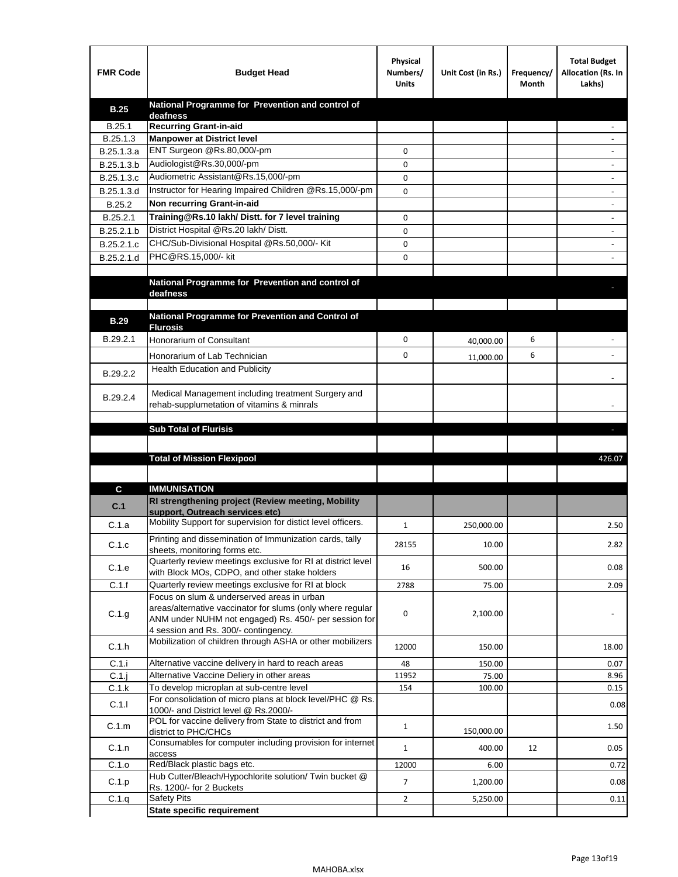| FMR Code | Budget Head | Physical Numbers/ Units | Unit Cost (in Rs.) | Frequency/ Month | Total Budget Allocation (Rs. In Lakhs) |
|---|---|---|---|---|---|
| **B.25** | **National Programme for Prevention and control of deafness** | | | | |
| B.25.1 | **Recurring Grant-in-aid** | | | | - |
| B.25.1.3 | **Manpower at District level** | | | | - |
| B.25.1.3.a | ENT Surgeon @Rs.80,000/-pm | 0 | | | - |
| B.25.1.3.b | Audiologist@Rs.30,000/-pm | 0 | | | - |
| B.25.1.3.c | Audiometric Assistant@Rs.15,000/-pm | 0 | | | - |
| B.25.1.3.d | Instructor for Hearing Impaired Children @Rs.15,000/-pm | 0 | | | - |
| B.25.2 | **Non recurring Grant-in-aid** | | | | - |
| B.25.2.1 | **Training@Rs.10 lakh/ Distt. for 7 level training** | 0 | | | - |
| B.25.2.1.b | District Hospital @Rs.20 lakh/ Distt. | 0 | | | - |
| B.25.2.1.c | CHC/Sub-Divisional Hospital @Rs.50,000/- Kit | 0 | | | - |
| B.25.2.1.d | PHC@RS.15,000/- kit | 0 | | | - |
| | | | | | |
| | **National Programme for Prevention and control of deafness** | | | | - |
| | | | | | |
| **B.29** | **National Programme for Prevention and Control of Flurosis** | | | | |
| B.29.2.1 | Honorarium of Consultant | 0 | 40,000.00 | 6 | - |
| | Honorarium of Lab Technician | 0 | 11,000.00 | 6 | - |
| B.29.2.2 | Health Education and Publicity | | | | - |
| B.29.2.4 | Medical Management including treatment Surgery and rehab-supplumetation of vitamins & minrals | | | | - |
| | | | | | |
| | **Sub Total of Flurisis** | | | | - |
| | | | | | |
| | **Total of Mission Flexipool** | | | | 426.07 |
| | | | | | |
| **C** | **IMMUNISATION** | | | | |
| **C.1** | **RI strengthening project (Review meeting, Mobility support, Outreach services etc)** | | | | |
| C.1.a | Mobility Support for supervision for distict level officers. | 1 | 250,000.00 | | 2.50 |
| C.1.c | Printing and dissemination of Immunization cards, tally sheets, monitoring forms etc. | 28155 | 10.00 | | 2.82 |
| C.1.e | Quarterly review meetings exclusive for RI at district level with Block MOs, CDPO, and other stake holders | 16 | 500.00 | | 0.08 |
| C.1.f | Quarterly review meetings exclusive for RI at block | 2788 | 75.00 | | 2.09 |
| C.1.g | Focus on slum & underserved areas in urban areas/alternative vaccinator for slums (only where regular ANM under NUHM not engaged) Rs. 450/- per session for 4 session and Rs. 300/- contingency. | 0 | 2,100.00 | | - |
| C.1.h | Mobilization of children through ASHA or other mobilizers | 12000 | 150.00 | | 18.00 |
| C.1.i | Alternative vaccine delivery in hard to reach areas | 48 | 150.00 | | 0.07 |
| C.1.j | Alternative Vaccine Deliery in other areas | 11952 | 75.00 | | 8.96 |
| C.1.k | To develop microplan at sub-centre level | 154 | 100.00 | | 0.15 |
| C.1.l | For consolidation of micro plans at block level/PHC @ Rs. 1000/- and District level @ Rs.2000/- | | | | 0.08 |
| C.1.m | POL for vaccine delivery from State to district and from district to PHC/CHCs | 1 | 150,000.00 | | 1.50 |
| C.1.n | Consumables for computer including provision for internet access | 1 | 400.00 | 12 | 0.05 |
| C.1.o | Red/Black plastic bags etc. | 12000 | 6.00 | | 0.72 |
| C.1.p | Hub Cutter/Bleach/Hypochlorite solution/ Twin bucket @ Rs. 1200/- for 2 Buckets | 7 | 1,200.00 | | 0.08 |
| C.1.q | Safety Pits | 2 | 5,250.00 | | 0.11 |
| | **State specific requirement** | | | | |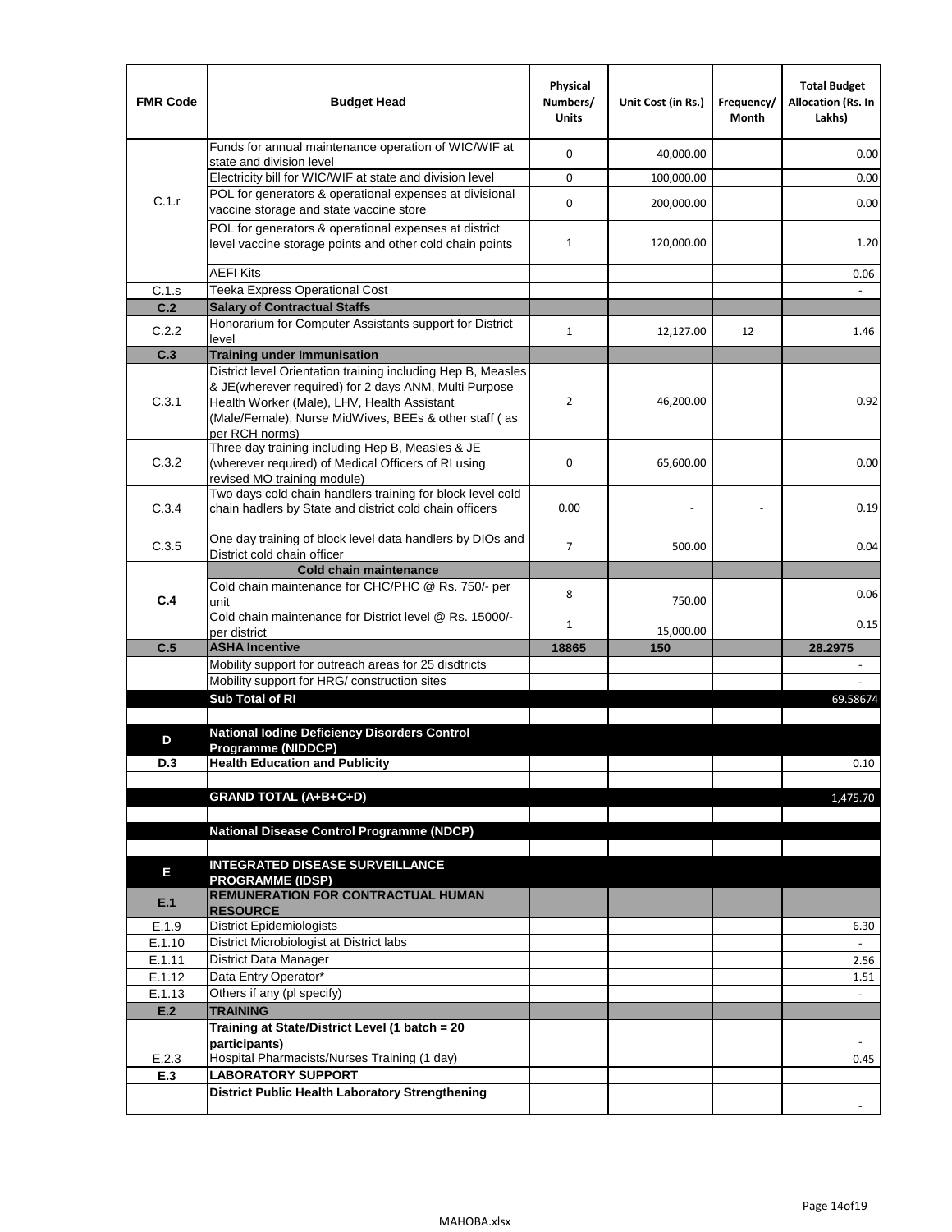| FMR Code | Budget Head | Physical Numbers/ Units | Unit Cost (in Rs.) | Frequency/ Month | Total Budget Allocation (Rs. In Lakhs) |
|---|---|---|---|---|---|
| C.1.r | Funds for annual maintenance operation of WIC/WIF at state and division level | 0 | 40,000.00 | | 0.00 |
| | Electricity bill for WIC/WIF at state and division level | 0 | 100,000.00 | | 0.00 |
| | POL for generators & operational expenses at divisional vaccine storage and state vaccine store | 0 | 200,000.00 | | 0.00 |
| | POL for generators & operational expenses at district level vaccine storage points and other cold chain points | 1 | 120,000.00 | | 1.20 |
| | AEFI Kits | | | | 0.06 |
| C.1.s | Teeka Express Operational Cost | | | | - |
| **C.2** | **Salary of Contractual Staffs** | | | | |
| C.2.2 | Honorarium for Computer Assistants support for District level | 1 | 12,127.00 | 12 | 1.46 |
| **C.3** | **Training under Immunisation** | | | | |
| C.3.1 | District level Orientation training including Hep B, Measles & JE(wherever required) for 2 days ANM, Multi Purpose Health Worker (Male), LHV, Health Assistant (Male/Female), Nurse MidWives, BEEs & other staff ( as per RCH norms) | 2 | 46,200.00 | | 0.92 |
| C.3.2 | Three day training including Hep B, Measles & JE (wherever required) of Medical Officers of RI using revised MO training module) | 0 | 65,600.00 | | 0.00 |
| C.3.4 | Two days cold chain handlers training for block level cold chain hadlers by State and district cold chain officers | 0.00 | - | - | 0.19 |
| C.3.5 | One day training of block level data handlers by DIOs and District cold chain officer | 7 | 500.00 | | 0.04 |
| **C.4** | **Cold chain maintenance** | | | | |
| | Cold chain maintenance for CHC/PHC @ Rs. 750/- per unit | 8 | 750.00 | | 0.06 |
| | Cold chain maintenance for District level @ Rs. 15000/- per district | 1 | 15,000.00 | | 0.15 |
| **C.5** | **ASHA Incentive** | **18865** | **150** | | **28.2975** |
| | Mobility support for outreach areas for 25 disdtricts | | | | - |
| | Mobility support for HRG/ construction sites | | | | - |
| | **Sub Total of RI** | | | | 69.58674 |
| | | | | | |
| **D** | **National Iodine Deficiency Disorders Control Programme (NIDDCP)** | | | | |
| **D.3** | **Health Education and Publicity** | | | | 0.10 |
| | | | | | |
| | **GRAND TOTAL (A+B+C+D)** | | | | 1,475.70 |
| | | | | | |
| | **National Disease Control Programme (NDCP)** | | | | |
| | | | | | |
| **E** | **INTEGRATED DISEASE SURVEILLANCE PROGRAMME (IDSP)** | | | | |
| **E.1** | **REMUNERATION FOR CONTRACTUAL HUMAN RESOURCE** | | | | |
| E.1.9 | District Epidemiologists | | | | 6.30 |
| E.1.10 | District Microbiologist at District labs | | | | - |
| E.1.11 | District Data Manager | | | | 2.56 |
| E.1.12 | Data Entry Operator* | | | | 1.51 |
| E.1.13 | Others if any (pl specify) | | | | - |
| **E.2** | **TRAINING** | | | | |
| | **Training at State/District Level (1 batch = 20 participants)** | | | | - |
| E.2.3 | Hospital Pharmacists/Nurses Training (1 day) | | | | 0.45 |
| **E.3** | **LABORATORY SUPPORT** | | | | |
| | **District Public Health Laboratory Strengthening** | | | | - |

MAHOBA.xlsx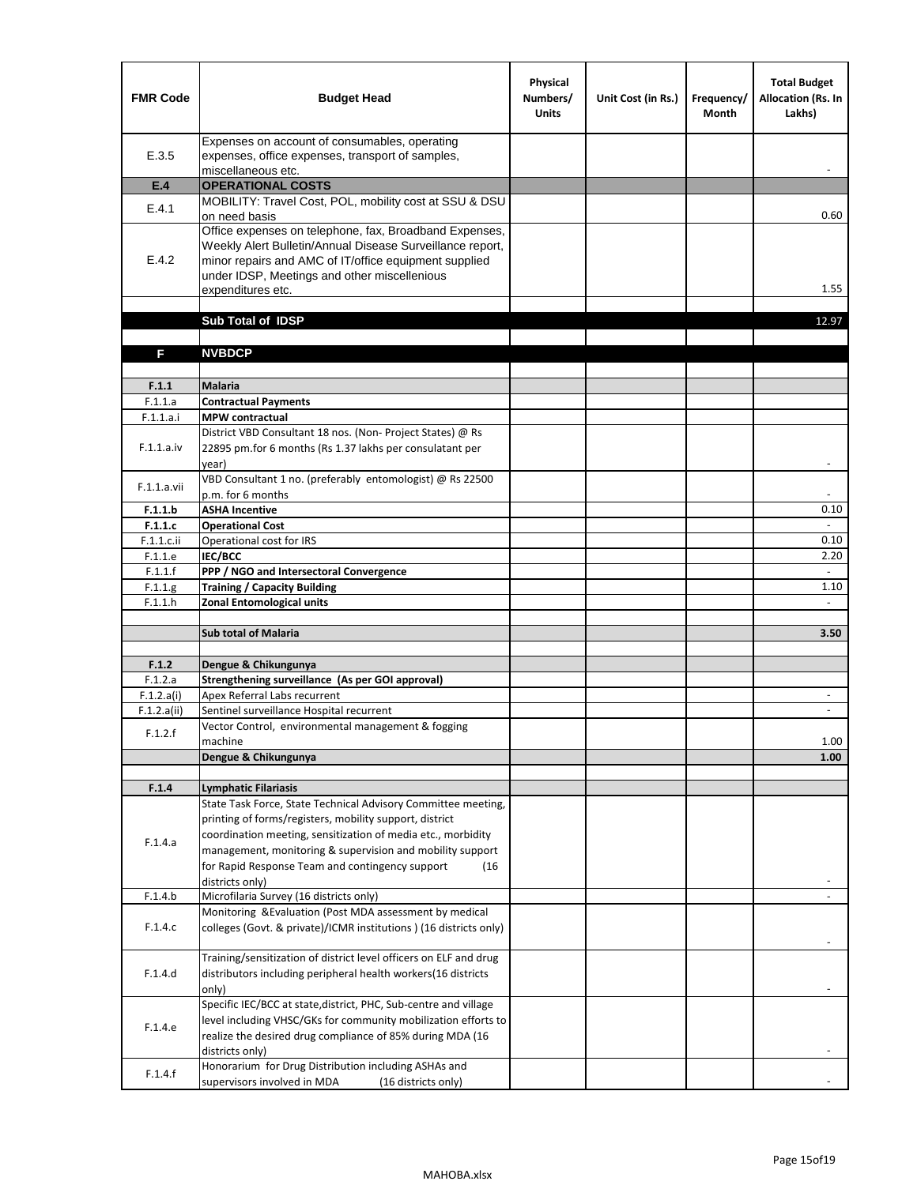| FMR Code | Budget Head | Physical Numbers/ Units | Unit Cost (in Rs.) | Frequency/ Month | Total Budget Allocation (Rs. In Lakhs) |
|---|---|---|---|---|---|
| E.3.5 | Expenses on account of consumables, operating expenses, office expenses, transport of samples, miscellaneous etc. | | | | - |
| **E.4** | **OPERATIONAL COSTS** | | | | |
| E.4.1 | MOBILITY: Travel Cost, POL, mobility cost at SSU & DSU on need basis | | | | 0.60 |
| E.4.2 | Office expenses on telephone, fax, Broadband Expenses, Weekly Alert Bulletin/Annual Disease Surveillance report, minor repairs and AMC of IT/office equipment supplied under IDSP, Meetings and other miscellenious expenditures etc. | | | | 1.55 |
| | | | | | |
| | **Sub Total of IDSP** | | | | 12.97 |
| | | | | | |
| **F** | **NVBDCP** | | | | |
| | | | | | |
| **F.1.1** | **Malaria** | | | | |
| F.1.1.a | **Contractual Payments** | | | | |
| F.1.1.a.i | **MPW contractual** | | | | |
| F.1.1.a.iv | District VBD Consultant 18 nos. (Non- Project States) @ Rs 22895 pm.for 6 months (Rs 1.37 lakhs per consulatant per year) | | | | - |
| F.1.1.a.vii | VBD Consultant 1 no. (preferably entomologist) @ Rs 22500 p.m. for 6 months | | | | - |
| **F.1.1.b** | **ASHA Incentive** | | | | 0.10 |
| **F.1.1.c** | **Operational Cost** | | | | - |
| F.1.1.c.ii | Operational cost for IRS | | | | 0.10 |
| F.1.1.e | **IEC/BCC** | | | | 2.20 |
| F.1.1.f | **PPP / NGO and Intersectoral Convergence** | | | | - |
| F.1.1.g | **Training / Capacity Building** | | | | 1.10 |
| F.1.1.h | **Zonal Entomological units** | | | | - |
| | | | | | |
| | **Sub total of Malaria** | | | | **3.50** |
| | | | | | |
| **F.1.2** | **Dengue & Chikungunya** | | | | |
| F.1.2.a | **Strengthening surveillance (As per GOI approval)** | | | | |
| F.1.2.a(i) | Apex Referral Labs recurrent | | | | - |
| F.1.2.a(ii) | Sentinel surveillance Hospital recurrent | | | | - |
| F.1.2.f | Vector Control, environmental management & fogging machine | | | | 1.00 |
| | **Dengue & Chikungunya** | | | | **1.00** |
| | | | | | |
| **F.1.4** | **Lymphatic Filariasis** | | | | |
| F.1.4.a | State Task Force, State Technical Advisory Committee meeting, printing of forms/registers, mobility support, district coordination meeting, sensitization of media etc., morbidity management, monitoring & supervision and mobility support for Rapid Response Team and contingency support (16 districts only) | | | | - |
| F.1.4.b | Microfilaria Survey (16 districts only) | | | | - |
| F.1.4.c | Monitoring &Evaluation (Post MDA assessment by medical colleges (Govt. & private)/ICMR institutions ) (16 districts only) | | | | - |
| F.1.4.d | Training/sensitization of district level officers on ELF and drug distributors including peripheral health workers(16 districts only) | | | | - |
| F.1.4.e | Specific IEC/BCC at state,district, PHC, Sub-centre and village level including VHSC/GKs for community mobilization efforts to realize the desired drug compliance of 85% during MDA (16 districts only) | | | | - |
| F.1.4.f | Honorarium for Drug Distribution including ASHAs and supervisors involved in MDA (16 districts only) | | | | - |

MAHOBA.xlsx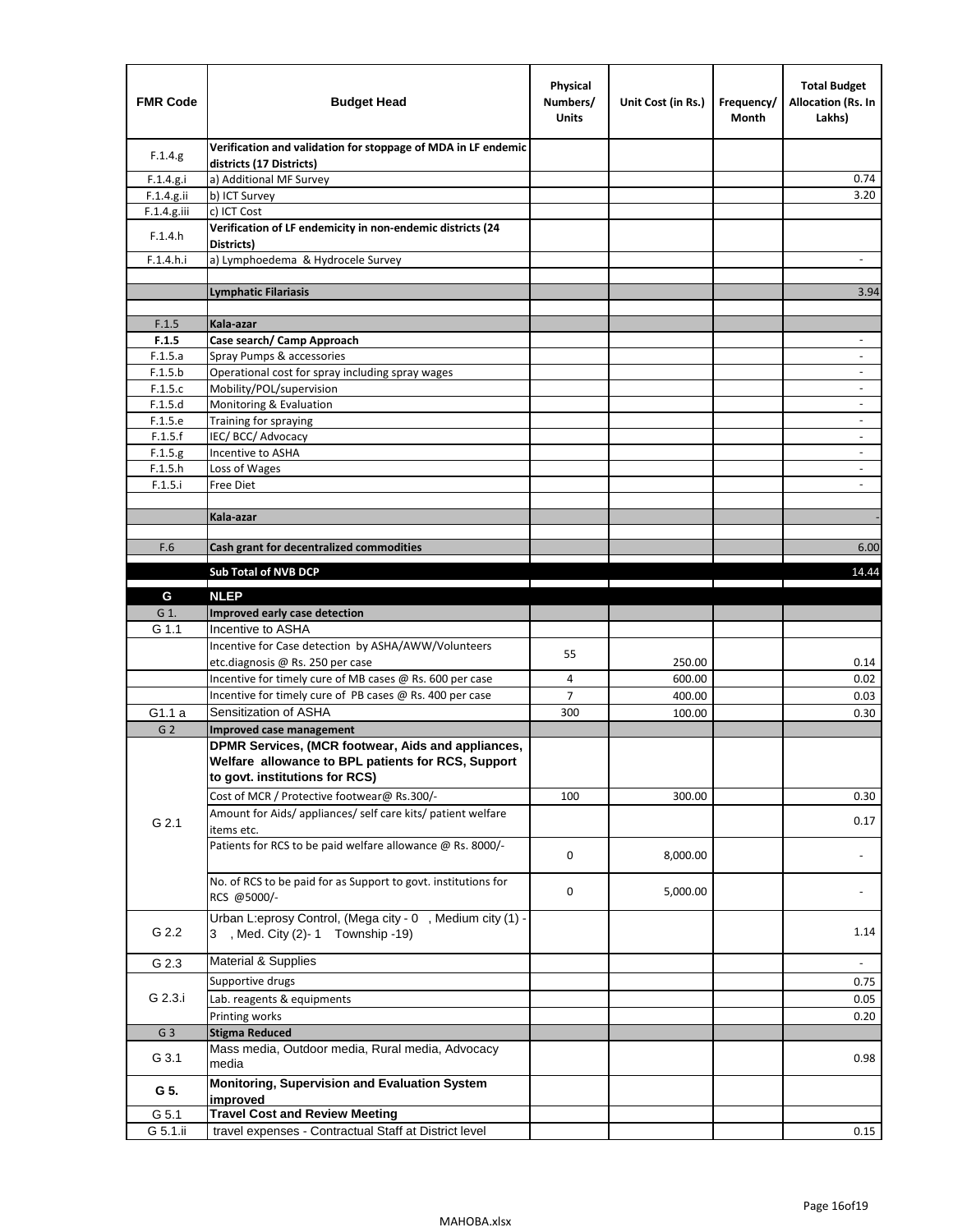| FMR Code | Budget Head | Physical Numbers/ Units | Unit Cost (in Rs.) | Frequency/ Month | Total Budget Allocation (Rs. In Lakhs) |
|---|---|---|---|---|---|
| F.1.4.g | **Verification and validation for stoppage of MDA in LF endemic districts (17 Districts)** | | | | |
| F.1.4.g.i | a) Additional MF Survey | | | | 0.74 |
| F.1.4.g.ii | b) ICT Survey | | | | 3.20 |
| F.1.4.g.iii | c) ICT Cost | | | | |
| F.1.4.h | **Verification of LF endemicity in non-endemic districts (24 Districts)** | | | | |
| F.1.4.h.i | a) Lymphoedema & Hydrocele Survey | | | | - |
| | | | | | |
| | **Lymphatic Filariasis** | | | | 3.94 |
| | | | | | |
| F.1.5 | **Kala-azar** | | | | |
| **F.1.5** | **Case search/ Camp Approach** | | | | - |
| F.1.5.a | Spray Pumps & accessories | | | | - |
| F.1.5.b | Operational cost for spray including spray wages | | | | - |
| F.1.5.c | Mobility/POL/supervision | | | | - |
| F.1.5.d | Monitoring & Evaluation | | | | - |
| F.1.5.e | Training for spraying | | | | - |
| F.1.5.f | IEC/ BCC/ Advocacy | | | | - |
| F.1.5.g | Incentive to ASHA | | | | - |
| F.1.5.h | Loss of Wages | | | | - |
| F.1.5.i | Free Diet | | | | - |
| | | | | | |
| | **Kala-azar** | | | | - |
| | | | | | |
| F.6 | **Cash grant for decentralized commodities** | | | | 6.00 |
| | **Sub Total of NVB DCP** | | | | 14.44 |
| **G** | **NLEP** | | | | |
| G 1. | **Improved early case detection** | | | | |
| G 1.1 | Incentive to ASHA | | | | |
| | Incentive for Case detection by ASHA/AWW/Volunteers etc.diagnosis @ Rs. 250 per case | 55 | 250.00 | | 0.14 |
| | Incentive for timely cure of MB cases @ Rs. 600 per case | 4 | 600.00 | | 0.02 |
| | Incentive for timely cure of PB cases @ Rs. 400 per case | 7 | 400.00 | | 0.03 |
| G1.1 a | Sensitization of ASHA | 300 | 100.00 | | 0.30 |
| G 2 | **Improved case management** | | | | |
| G 2.1 | **DPMR Services, (MCR footwear, Aids and appliances, Welfare allowance to BPL patients for RCS, Support to govt. institutions for RCS)** | | | | |
| | Cost of MCR / Protective footwear@ Rs.300/- | 100 | 300.00 | | 0.30 |
| | Amount for Aids/ appliances/ self care kits/ patient welfare items etc. | | | | 0.17 |
| | Patients for RCS to be paid welfare allowance @ Rs. 8000/- | 0 | 8,000.00 | | - |
| | No. of RCS to be paid for as Support to govt. institutions for RCS @5000/- | 0 | 5,000.00 | | - |
| G 2.2 | Urban L:eprosy Control, (Mega city - 0 , Medium city (1) - 3 , Med. City (2)- 1 Township -19) | | | | 1.14 |
| G 2.3 | Material & Supplies | | | | - |
| G 2.3.i | Supportive drugs | | | | 0.75 |
| | Lab. reagents & equipments | | | | 0.05 |
| | Printing works | | | | 0.20 |
| G 3 | **Stigma Reduced** | | | | |
| G 3.1 | Mass media, Outdoor media, Rural media, Advocacy media | | | | 0.98 |
| **G 5.** | **Monitoring, Supervision and Evaluation System improved** | | | | |
| G 5.1 | **Travel Cost and Review Meeting** | | | | |
| G 5.1.ii | travel expenses - Contractual Staff at District level | | | | 0.15 |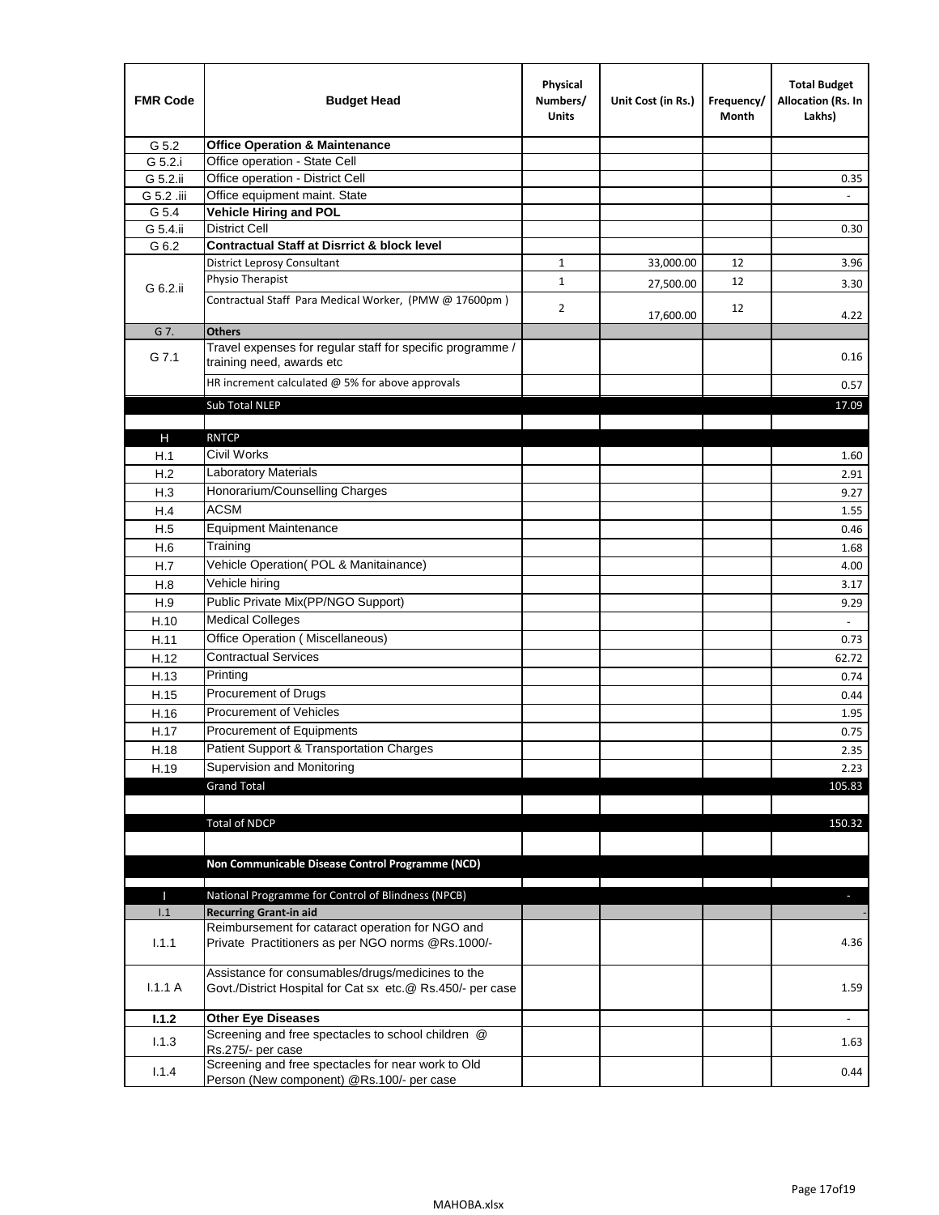| FMR Code | Budget Head | Physical Numbers/ Units | Unit Cost (in Rs.) | Frequency/ Month | Total Budget Allocation (Rs. In Lakhs) |
|---|---|---|---|---|---|
| G 5.2 | **Office Operation & Maintenance** | | | | |
| G 5.2.i | Office operation - State Cell | | | | |
| G 5.2.ii | Office operation - District Cell | | | | 0.35 |
| G 5.2 .iii | Office equipment maint. State | | | | - |
| G 5.4 | **Vehicle Hiring and POL** | | | | |
| G 5.4.ii | District Cell | | | | 0.30 |
| G 6.2 | **Contractual Staff at Disrrict & block level** | | | | |
| G 6.2.ii | District Leprosy Consultant | 1 | 33,000.00 | 12 | 3.96 |
| | Physio Therapist | 1 | 27,500.00 | 12 | 3.30 |
| | Contractual Staff Para Medical Worker, (PMW @ 17600pm ) | 2 | 17,600.00 | 12 | 4.22 |
| G 7. | **Others** | | | | |
| G 7.1 | Travel expenses for regular staff for specific programme / training need, awards etc | | | | 0.16 |
| | HR increment calculated @ 5% for above approvals | | | | 0.57 |
| | Sub Total NLEP | | | | 17.09 |
| | | | | | |
| H | RNTCP | | | | |
| H.1 | Civil Works | | | | 1.60 |
| H.2 | Laboratory Materials | | | | 2.91 |
| H.3 | Honorarium/Counselling Charges | | | | 9.27 |
| H.4 | ACSM | | | | 1.55 |
| H.5 | Equipment Maintenance | | | | 0.46 |
| H.6 | Training | | | | 1.68 |
| H.7 | Vehicle Operation( POL & Manitainance) | | | | 4.00 |
| H.8 | Vehicle hiring | | | | 3.17 |
| H.9 | Public Private Mix(PP/NGO Support) | | | | 9.29 |
| H.10 | Medical Colleges | | | | - |
| H.11 | Office Operation ( Miscellaneous) | | | | 0.73 |
| H.12 | Contractual Services | | | | 62.72 |
| H.13 | Printing | | | | 0.74 |
| H.15 | Procurement of Drugs | | | | 0.44 |
| H.16 | Procurement of Vehicles | | | | 1.95 |
| H.17 | Procurement of Equipments | | | | 0.75 |
| H.18 | Patient Support & Transportation Charges | | | | 2.35 |
| H.19 | Supervision and Monitoring | | | | 2.23 |
| | Grand Total | | | | 105.83 |
| | | | | | |
| | Total of NDCP | | | | 150.32 |
| | | | | | |
| | **Non Communicable Disease Control Programme (NCD)** | | | | |
| | | | | | |
| I | National Programme for Control of Blindness (NPCB) | | | | - |
| I.1 | **Recurring Grant-in aid** | | | | - |
| I.1.1 | Reimbursement for cataract operation for NGO and Private Practitioners as per NGO norms @Rs.1000/- | | | | 4.36 |
| I.1.1 A | Assistance for consumables/drugs/medicines to the Govt./District Hospital for Cat sx etc.@ Rs.450/- per case | | | | 1.59 |
| **I.1.2** | **Other Eye Diseases** | | | | - |
| I.1.3 | Screening and free spectacles to school children @ Rs.275/- per case | | | | 1.63 |
| I.1.4 | Screening and free spectacles for near work to Old Person (New component) @Rs.100/- per case | | | | 0.44 |

MAHOBA.xlsx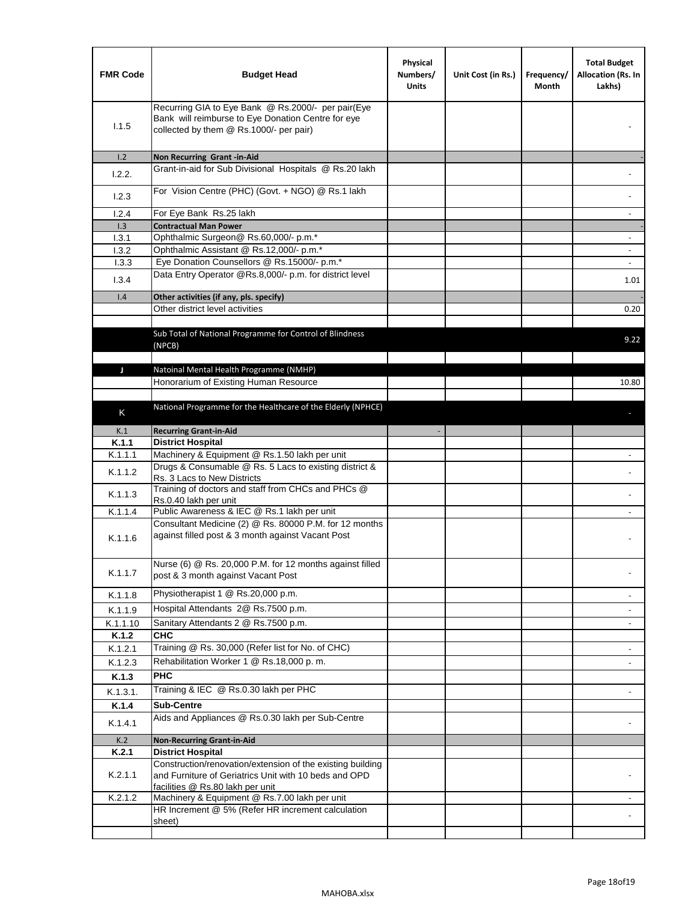| FMR Code | Budget Head | Physical Numbers/ Units | Unit Cost (in Rs.) | Frequency/ Month | Total Budget Allocation (Rs. In Lakhs) |
|---|---|---|---|---|---|
| I.1.5 | Recurring GIA to Eye Bank @ Rs.2000/- per pair(Eye Bank will reimburse to Eye Donation Centre for eye collected by them @ Rs.1000/- per pair) | | | | - |
| I.2 | **Non Recurring Grant -in-Aid** | | | | - |
| I.2.2. | Grant-in-aid for Sub Divisional Hospitals @ Rs.20 lakh | | | | - |
| I.2.3 | For Vision Centre (PHC) (Govt. + NGO) @ Rs.1 lakh | | | | - |
| I.2.4 | For Eye Bank Rs.25 lakh | | | | - |
| I.3 | **Contractual Man Power** | | | | - |
| I.3.1 | Ophthalmic Surgeon@ Rs.60,000/- p.m.* | | | | - |
| I.3.2 | Ophthalmic Assistant @ Rs.12,000/- p.m.* | | | | - |
| I.3.3 | Eye Donation Counsellors @ Rs.15000/- p.m.* | | | | - |
| I.3.4 | Data Entry Operator @Rs.8,000/- p.m. for district level | | | | 1.01 |
| I.4 | **Other activities (if any, pls. specify)** | | | | - |
| | Other district level activities | | | | 0.20 |
| | | | | | |
| | Sub Total of National Programme for Control of Blindness (NPCB) | | | | 9.22 |
| | | | | | |
| J | Natoinal Mental Health Programme (NMHP) | | | | |
| | Honorarium of Existing Human Resource | | | | 10.80 |
| | | | | | |
| K | National Programme for the Healthcare of the Elderly (NPHCE) | | | | - |
| K.1 | **Recurring Grant-in-Aid** | - | | | |
| **K.1.1** | **District Hospital** | | | | |
| K.1.1.1 | Machinery & Equipment @ Rs.1.50 lakh per unit | | | | - |
| K.1.1.2 | Drugs & Consumable @ Rs. 5 Lacs to existing district & Rs. 3 Lacs to New Districts | | | | - |
| K.1.1.3 | Training of doctors and staff from CHCs and PHCs @ Rs.0.40 lakh per unit | | | | - |
| K.1.1.4 | Public Awareness & IEC @ Rs.1 lakh per unit | | | | - |
| K.1.1.6 | Consultant Medicine (2) @ Rs. 80000 P.M. for 12 months against filled post & 3 month against Vacant Post | | | | - |
| K.1.1.7 | Nurse (6) @ Rs. 20,000 P.M. for 12 months against filled post & 3 month against Vacant Post | | | | - |
| K.1.1.8 | Physiotherapist 1 @ Rs.20,000 p.m. | | | | - |
| K.1.1.9 | Hospital Attendants 2@ Rs.7500 p.m. | | | | - |
| K.1.1.10 | Sanitary Attendants 2 @ Rs.7500 p.m. | | | | - |
| **K.1.2** | **CHC** | | | | |
| K.1.2.1 | Training @ Rs. 30,000 (Refer list for No. of CHC) | | | | - |
| K.1.2.3 | Rehabilitation Worker 1 @ Rs.18,000 p. m. | | | | - |
| **K.1.3** | **PHC** | | | | |
| K.1.3.1. | Training & IEC @ Rs.0.30 lakh per PHC | | | | - |
| **K.1.4** | **Sub-Centre** | | | | |
| K.1.4.1 | Aids and Appliances @ Rs.0.30 lakh per Sub-Centre | | | | - |
| K.2 | **Non-Recurring Grant-in-Aid** | | | | |
| **K.2.1** | **District Hospital** | | | | |
| K.2.1.1 | Construction/renovation/extension of the existing building and Furniture of Geriatrics Unit with 10 beds and OPD facilities @ Rs.80 lakh per unit | | | | - |
| K.2.1.2 | Machinery & Equipment @ Rs.7.00 lakh per unit | | | | - |
| | HR Increment @ 5% (Refer HR increment calculation sheet) | | | | - |
| | | | | | |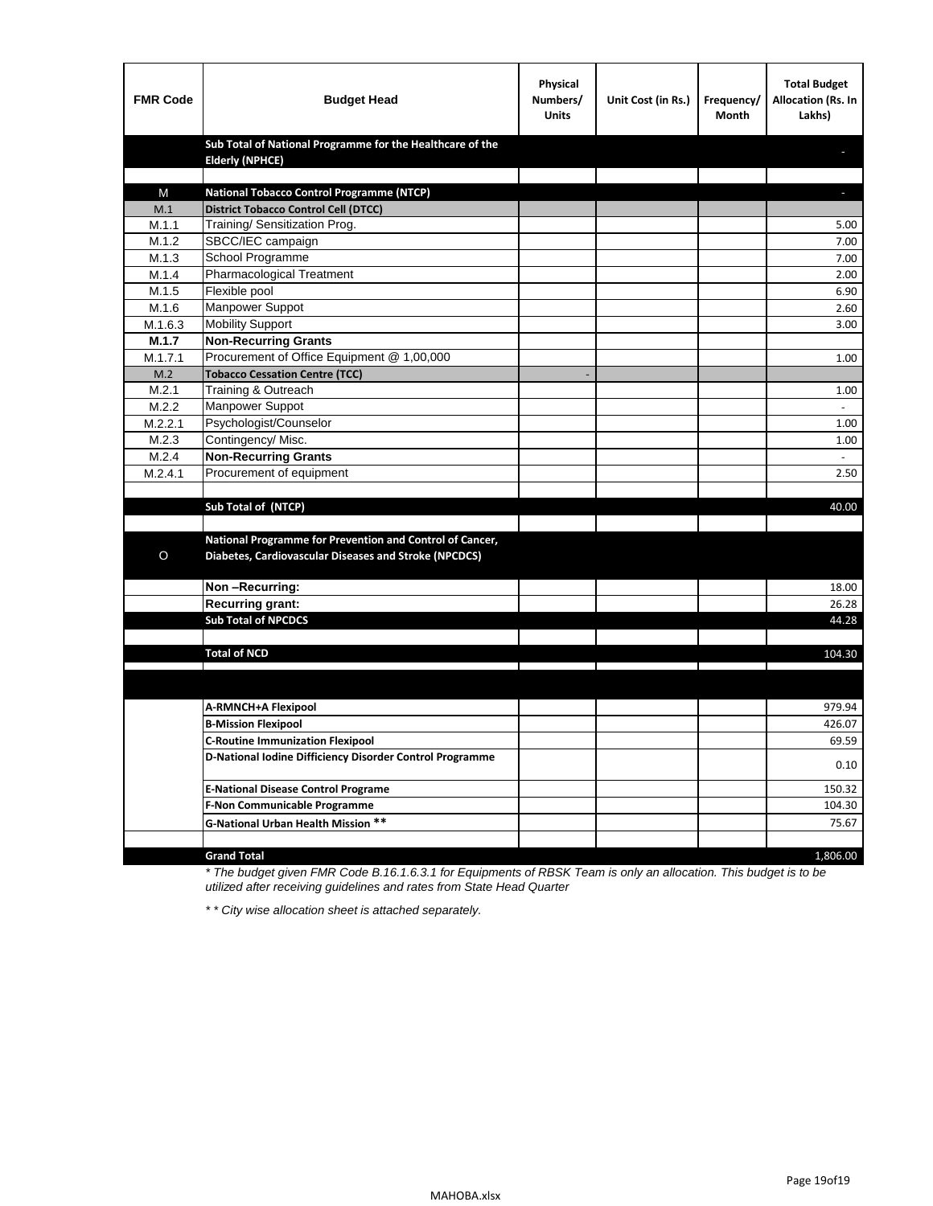| FMR Code | Budget Head | Physical Numbers/ Units | Unit Cost (in Rs.) | Frequency/ Month | Total Budget Allocation (Rs. In Lakhs) |
|---|---|---|---|---|---|
| | **Sub Total of National Programme for the Healthcare of the Elderly (NPHCE)** | | | | - |
| | | | | | |
| M | **National Tobacco Control Programme (NTCP)** | | | | - |
| M.1 | **District Tobacco Control Cell (DTCC)** | | | | |
| M.1.1 | Training/ Sensitization Prog. | | | | 5.00 |
| M.1.2 | SBCC/IEC campaign | | | | 7.00 |
| M.1.3 | School Programme | | | | 7.00 |
| M.1.4 | Pharmacological Treatment | | | | 2.00 |
| M.1.5 | Flexible pool | | | | 6.90 |
| M.1.6 | Manpower Suppot | | | | 2.60 |
| M.1.6.3 | Mobility Support | | | | 3.00 |
| **M.1.7** | **Non-Recurring Grants** | | | | |
| M.1.7.1 | Procurement of Office Equipment @ 1,00,000 | | | | 1.00 |
| M.2 | **Tobacco Cessation Centre (TCC)** | - | | | |
| M.2.1 | Training & Outreach | | | | 1.00 |
| M.2.2 | Manpower Suppot | | | | - |
| M.2.2.1 | Psychologist/Counselor | | | | 1.00 |
| M.2.3 | Contingency/ Misc. | | | | 1.00 |
| M.2.4 | **Non-Recurring Grants** | | | | - |
| M.2.4.1 | Procurement of equipment | | | | 2.50 |
| | | | | | |
| | **Sub Total of (NTCP)** | | | | 40.00 |
| | | | | | |
| O | **National Programme for Prevention and Control of Cancer, Diabetes, Cardiovascular Diseases and Stroke (NPCDCS)** | | | | |
| | **Non –Recurring:** | | | | 18.00 |
| | **Recurring grant:** | | | | 26.28 |
| | **Sub Total of NPCDCS** | | | | 44.28 |
| | | | | | |
| | **Total of NCD** | | | | 104.30 |
| | | | | | |
| | **A-RMNCH+A Flexipool** | | | | 979.94 |
| | **B-Mission Flexipool** | | | | 426.07 |
| | **C-Routine Immunization Flexipool** | | | | 69.59 |
| | **D-National Iodine Difficiency Disorder Control Programme** | | | | 0.10 |
| | **E-National Disease Control Programe** | | | | 150.32 |
| | **F-Non Communicable Programme** | | | | 104.30 |
| | **G-National Urban Health Mission** ** | | | | 75.67 |
| | | | | | |
| | **Grand Total** | | | | 1,806.00 |

*\* The budget given FMR Code B.16.1.6.3.1 for Equipments of RBSK Team is only an allocation. This budget is to be utilized after receiving guidelines and rates from State Head Quarter*

*\* \* City wise allocation sheet is attached separately.*

MAHOBA.xlsx